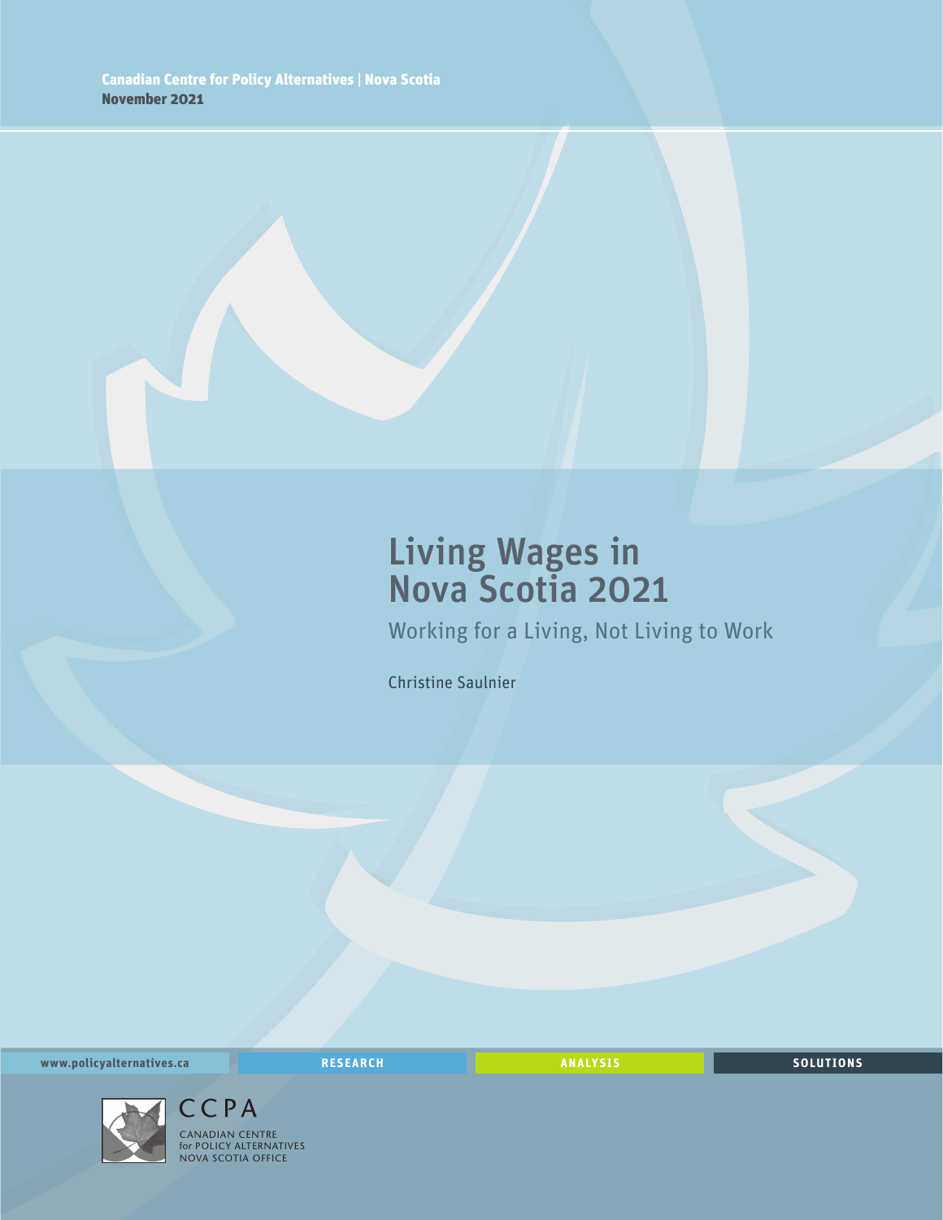Canadian Centre for Policy Alternatives | Nova Scotia
**November 2021**

# Living Wages in Nova Scotia 2021

## Working for a Living, Not Living to Work

Christine Saulnier

www.policyalternatives.ca

RESEARCH

ANALYSIS

SOLUTIONS

CCPA
CANADIAN CENTRE
for POLICY ALTERNATIVES
NOVA SCOTIA OFFICE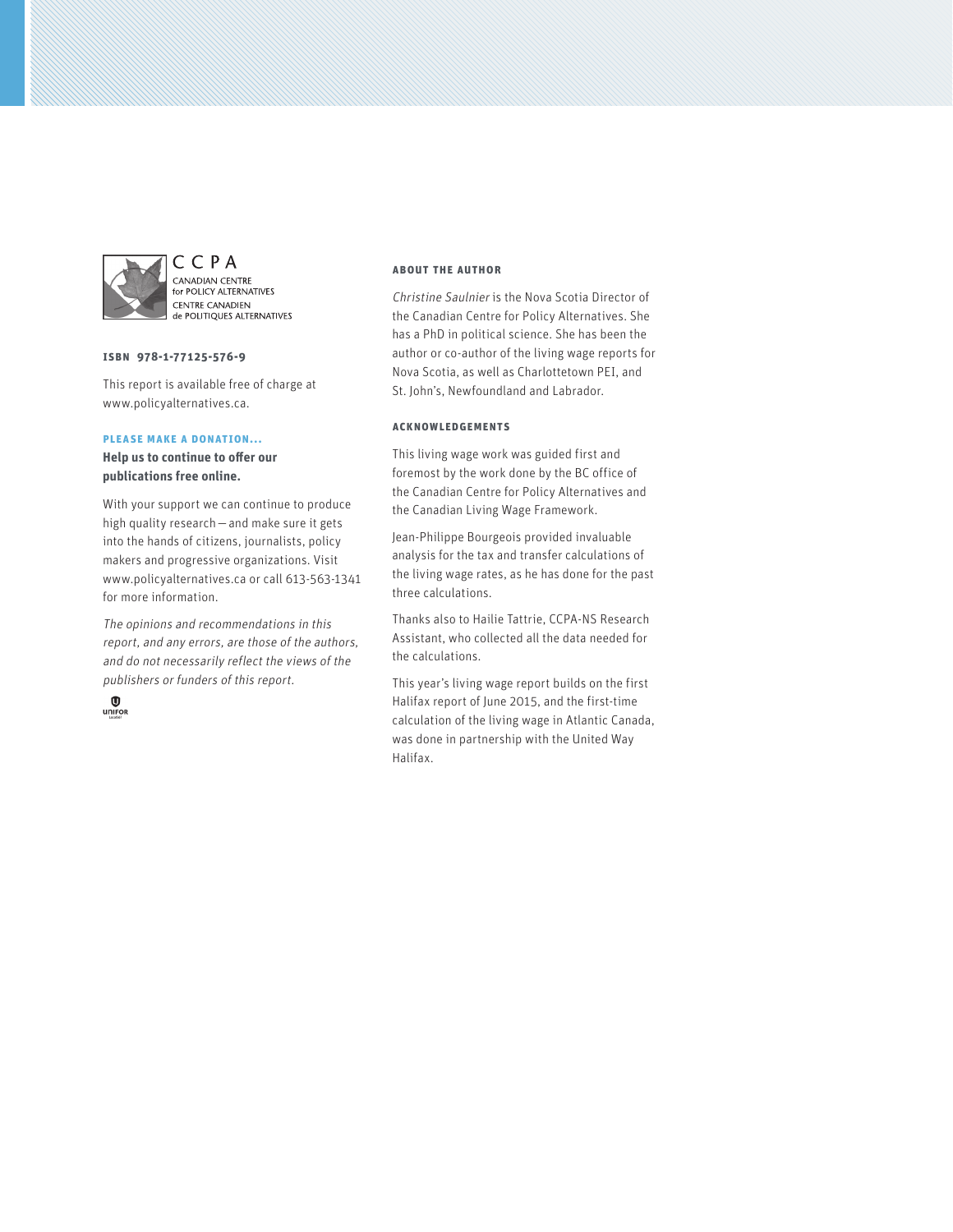CCPA
CANADIAN CENTRE
for POLICY ALTERNATIVES
CENTRE CANADIEN
de POLITIQUES ALTERNATIVES

**ISBN 978-1-77125-576-9**

This report is available free of charge at www.policyalternatives.ca.

**PLEASE MAKE A DONATION...**

**Help us to continue to offer our publications free online.**

With your support we can continue to produce high quality research — and make sure it gets into the hands of citizens, journalists, policy makers and progressive organizations. Visit www.policyalternatives.ca or call 613-563-1341 for more information.

*The opinions and recommendations in this report, and any errors, are those of the authors, and do not necessarily reflect the views of the publishers or funders of this report.*

UNIFOR

**ABOUT THE AUTHOR**

*Christine Saulnier* is the Nova Scotia Director of the Canadian Centre for Policy Alternatives. She has a PhD in political science. She has been the author or co-author of the living wage reports for Nova Scotia, as well as Charlottetown PEI, and St. John's, Newfoundland and Labrador.

**ACKNOWLEDGEMENTS**

This living wage work was guided first and foremost by the work done by the BC office of the Canadian Centre for Policy Alternatives and the Canadian Living Wage Framework.

Jean-Philippe Bourgeois provided invaluable analysis for the tax and transfer calculations of the living wage rates, as he has done for the past three calculations.

Thanks also to Hailie Tattrie, CCPA-NS Research Assistant, who collected all the data needed for the calculations.

This year's living wage report builds on the first Halifax report of June 2015, and the first-time calculation of the living wage in Atlantic Canada, was done in partnership with the United Way Halifax.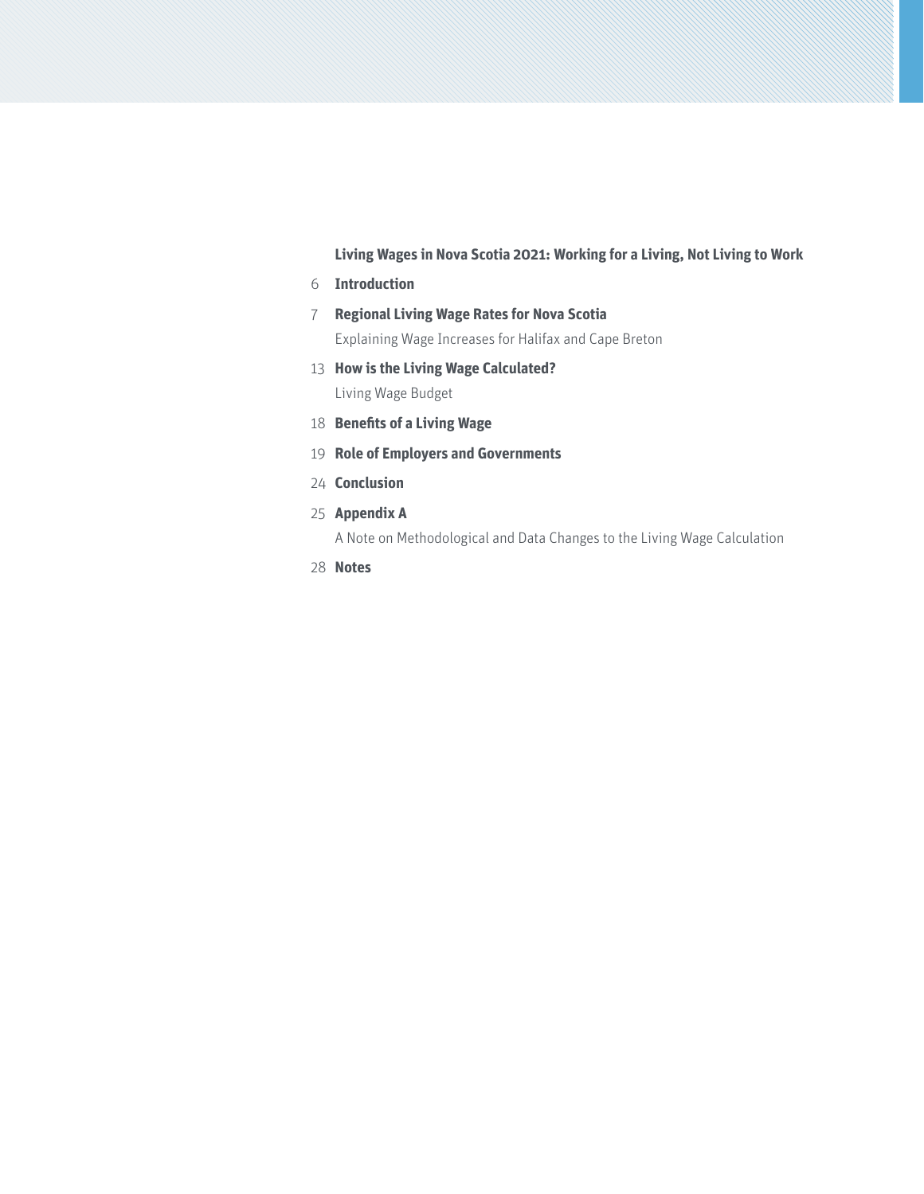**Living Wages in Nova Scotia 2021: Working for a Living, Not Living to Work**

6 **Introduction**

7 **Regional Living Wage Rates for Nova Scotia**

Explaining Wage Increases for Halifax and Cape Breton

13 **How is the Living Wage Calculated?**

Living Wage Budget

18 **Benefits of a Living Wage**

19 **Role of Employers and Governments**

24 **Conclusion**

25 **Appendix A**

A Note on Methodological and Data Changes to the Living Wage Calculation

28 **Notes**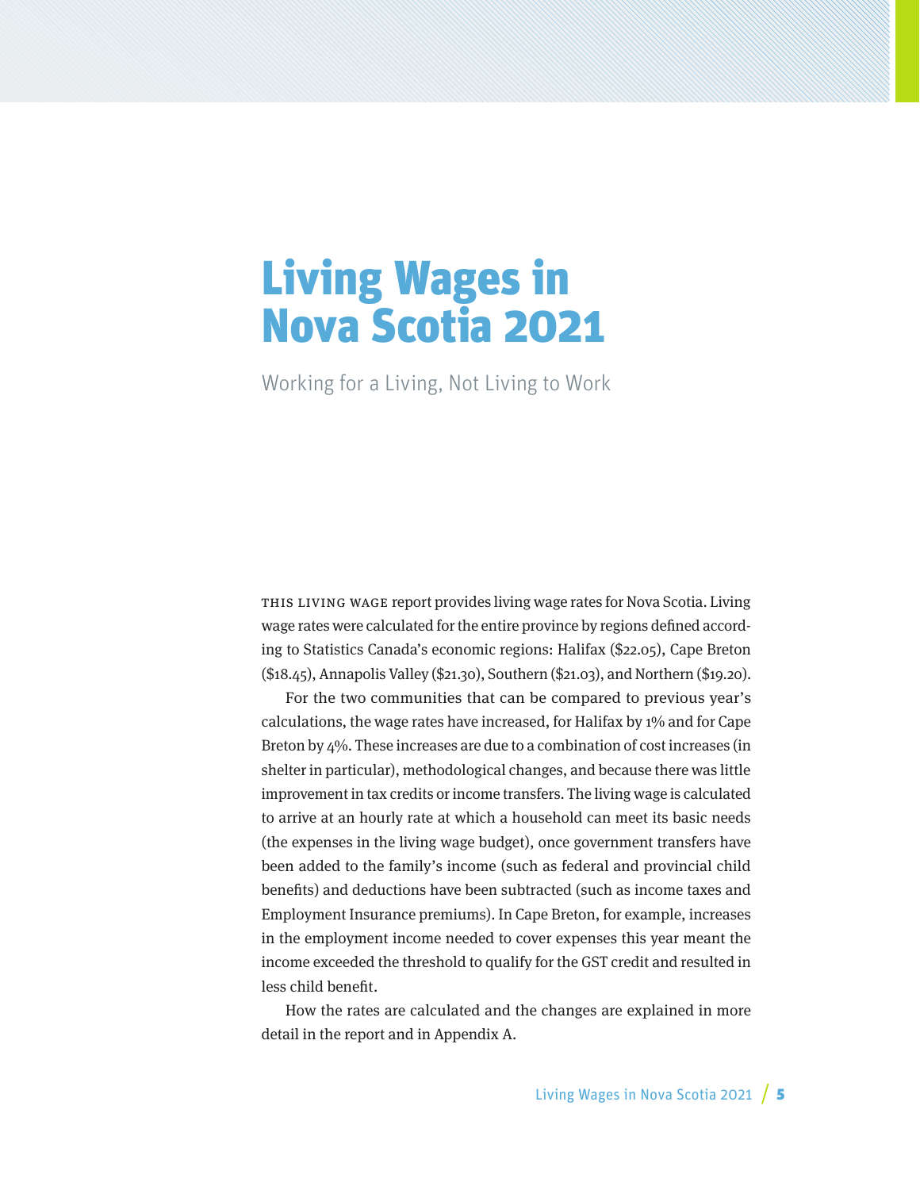# Living Wages in Nova Scotia 2021

Working for a Living, Not Living to Work

THIS LIVING WAGE report provides living wage rates for Nova Scotia. Living wage rates were calculated for the entire province by regions defined according to Statistics Canada's economic regions: Halifax ($22.05), Cape Breton ($18.45), Annapolis Valley ($21.30), Southern ($21.03), and Northern ($19.20).

For the two communities that can be compared to previous year's calculations, the wage rates have increased, for Halifax by 1% and for Cape Breton by 4%. These increases are due to a combination of cost increases (in shelter in particular), methodological changes, and because there was little improvement in tax credits or income transfers. The living wage is calculated to arrive at an hourly rate at which a household can meet its basic needs (the expenses in the living wage budget), once government transfers have been added to the family's income (such as federal and provincial child benefits) and deductions have been subtracted (such as income taxes and Employment Insurance premiums). In Cape Breton, for example, increases in the employment income needed to cover expenses this year meant the income exceeded the threshold to qualify for the GST credit and resulted in less child benefit.

How the rates are calculated and the changes are explained in more detail in the report and in Appendix A.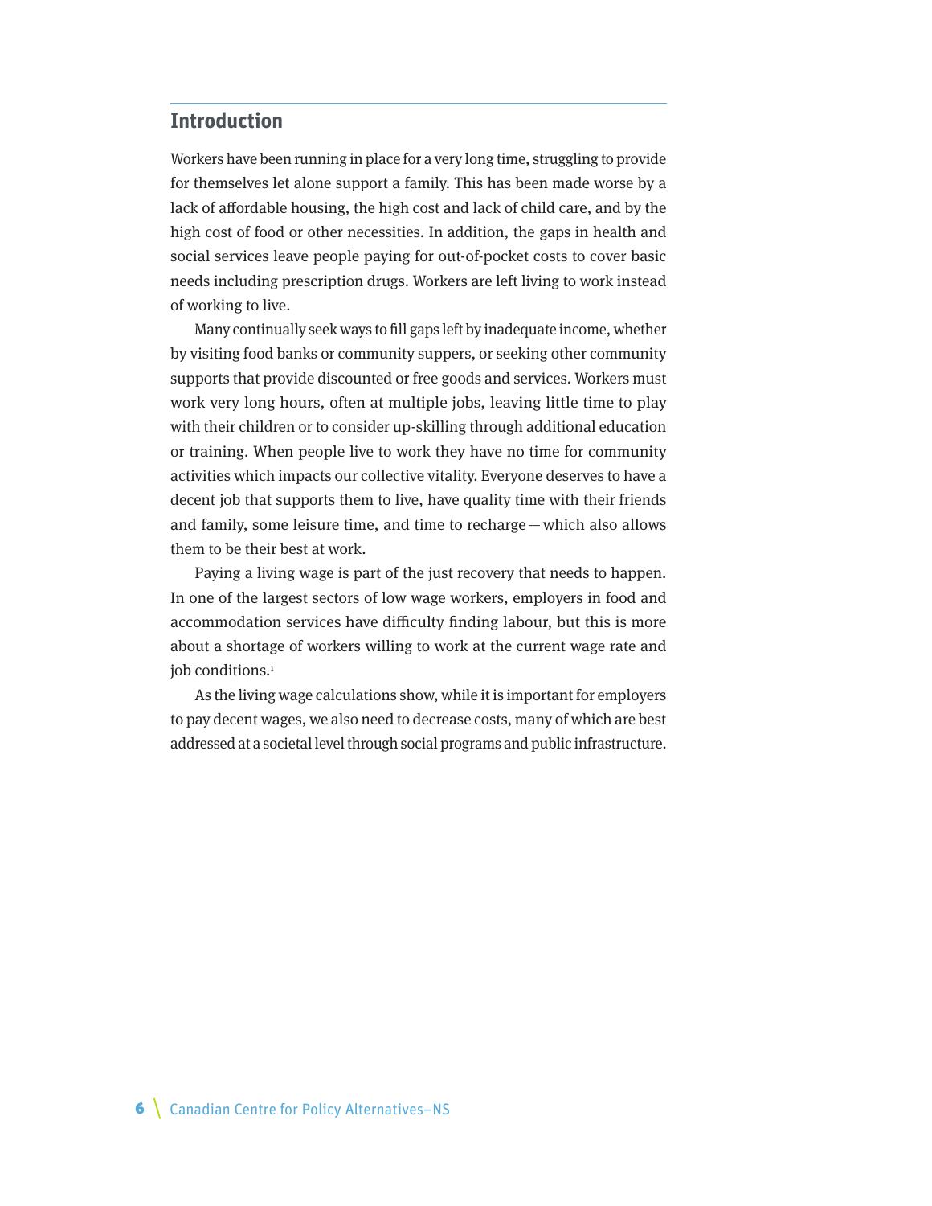## Introduction

Workers have been running in place for a very long time, struggling to provide for themselves let alone support a family. This has been made worse by a lack of affordable housing, the high cost and lack of child care, and by the high cost of food or other necessities. In addition, the gaps in health and social services leave people paying for out-of-pocket costs to cover basic needs including prescription drugs. Workers are left living to work instead of working to live.

Many continually seek ways to fill gaps left by inadequate income, whether by visiting food banks or community suppers, or seeking other community supports that provide discounted or free goods and services. Workers must work very long hours, often at multiple jobs, leaving little time to play with their children or to consider up-skilling through additional education or training. When people live to work they have no time for community activities which impacts our collective vitality. Everyone deserves to have a decent job that supports them to live, have quality time with their friends and family, some leisure time, and time to recharge — which also allows them to be their best at work.

Paying a living wage is part of the just recovery that needs to happen. In one of the largest sectors of low wage workers, employers in food and accommodation services have difficulty finding labour, but this is more about a shortage of workers willing to work at the current wage rate and job conditions.[1]

As the living wage calculations show, while it is important for employers to pay decent wages, we also need to decrease costs, many of which are best addressed at a societal level through social programs and public infrastructure.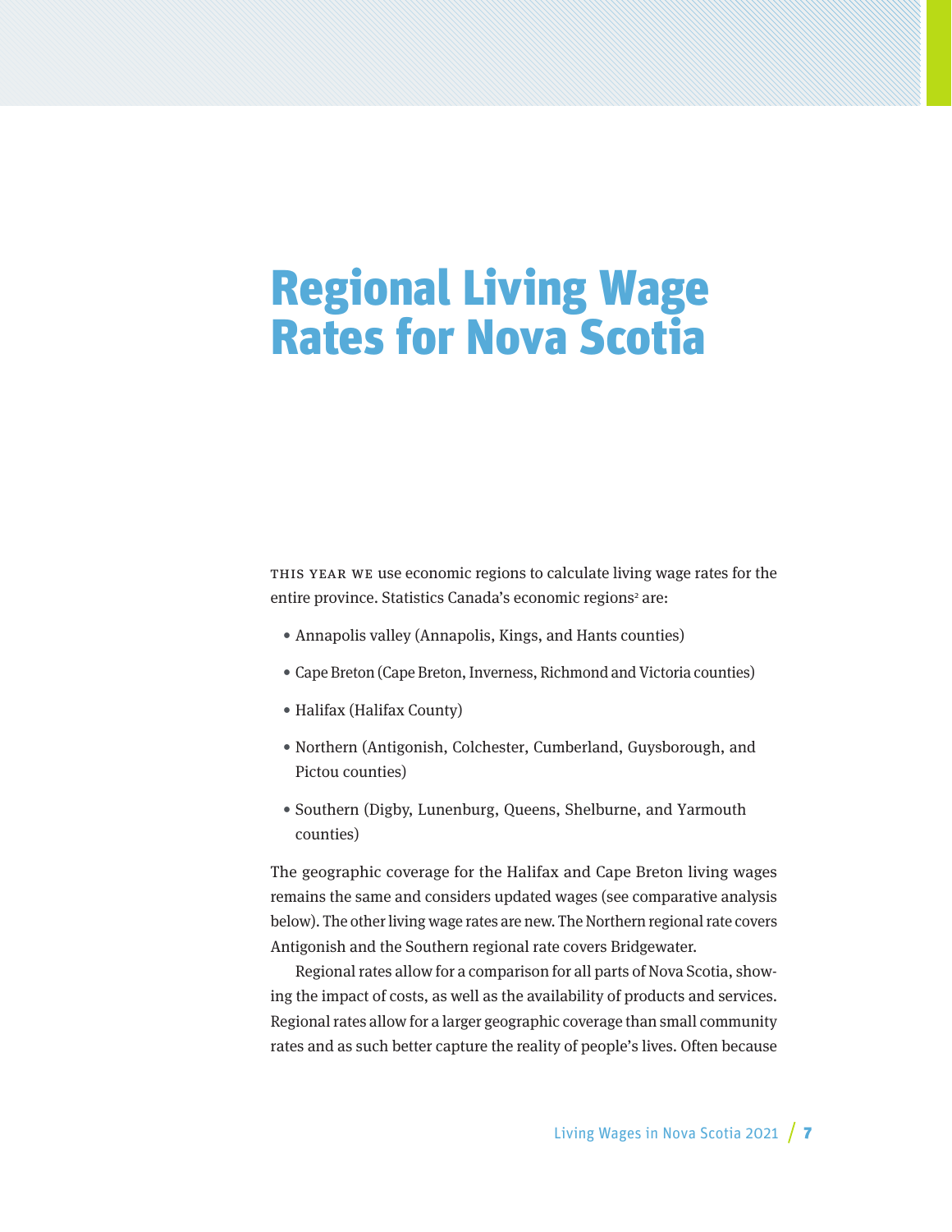# Regional Living Wage Rates for Nova Scotia

THIS YEAR WE use economic regions to calculate living wage rates for the entire province. Statistics Canada's economic regions[2] are:

- Annapolis valley (Annapolis, Kings, and Hants counties)
- Cape Breton (Cape Breton, Inverness, Richmond and Victoria counties)
- Halifax (Halifax County)
- Northern (Antigonish, Colchester, Cumberland, Guysborough, and Pictou counties)
- Southern (Digby, Lunenburg, Queens, Shelburne, and Yarmouth counties)

The geographic coverage for the Halifax and Cape Breton living wages remains the same and considers updated wages (see comparative analysis below). The other living wage rates are new. The Northern regional rate covers Antigonish and the Southern regional rate covers Bridgewater.

Regional rates allow for a comparison for all parts of Nova Scotia, showing the impact of costs, as well as the availability of products and services. Regional rates allow for a larger geographic coverage than small community rates and as such better capture the reality of people's lives. Often because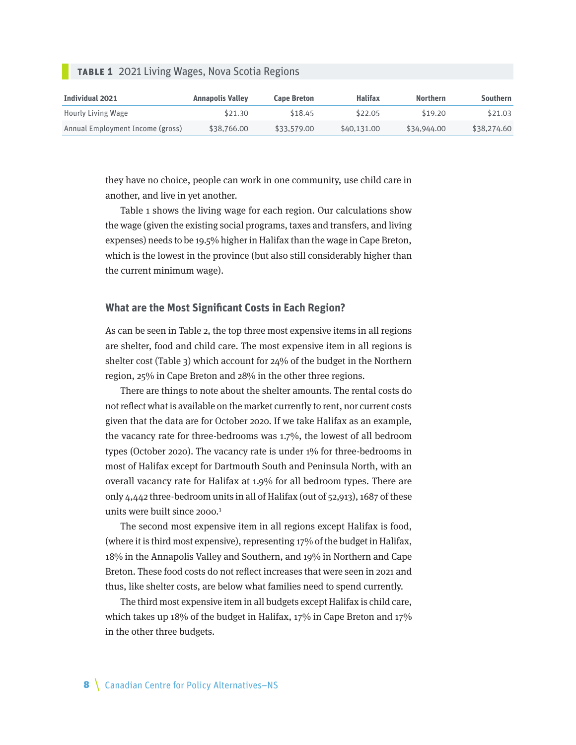**TABLE 1** 2021 Living Wages, Nova Scotia Regions

| Individual 2021 | Annapolis Valley | Cape Breton | Halifax | Northern | Southern |
|---|---|---|---|---|---|
| Hourly Living Wage | $21.30 | $18.45 | $22.05 | $19.20 | $21.03 |
| Annual Employment Income (gross) | $38,766.00 | $33,579.00 | $40,131.00 | $34,944.00 | $38,274.60 |

they have no choice, people can work in one community, use child care in another, and live in yet another.

Table 1 shows the living wage for each region. Our calculations show the wage (given the existing social programs, taxes and transfers, and living expenses) needs to be 19.5% higher in Halifax than the wage in Cape Breton, which is the lowest in the province (but also still considerably higher than the current minimum wage).

## What are the Most Significant Costs in Each Region?

As can be seen in Table 2, the top three most expensive items in all regions are shelter, food and child care. The most expensive item in all regions is shelter cost (Table 3) which account for 24% of the budget in the Northern region, 25% in Cape Breton and 28% in the other three regions.

There are things to note about the shelter amounts. The rental costs do not reflect what is available on the market currently to rent, nor current costs given that the data are for October 2020. If we take Halifax as an example, the vacancy rate for three-bedrooms was 1.7%, the lowest of all bedroom types (October 2020). The vacancy rate is under 1% for three-bedrooms in most of Halifax except for Dartmouth South and Peninsula North, with an overall vacancy rate for Halifax at 1.9% for all bedroom types. There are only 4,442 three-bedroom units in all of Halifax (out of 52,913), 1687 of these units were built since 2000.[3]

The second most expensive item in all regions except Halifax is food, (where it is third most expensive), representing 17% of the budget in Halifax, 18% in the Annapolis Valley and Southern, and 19% in Northern and Cape Breton. These food costs do not reflect increases that were seen in 2021 and thus, like shelter costs, are below what families need to spend currently.

The third most expensive item in all budgets except Halifax is child care, which takes up 18% of the budget in Halifax, 17% in Cape Breton and 17% in the other three budgets.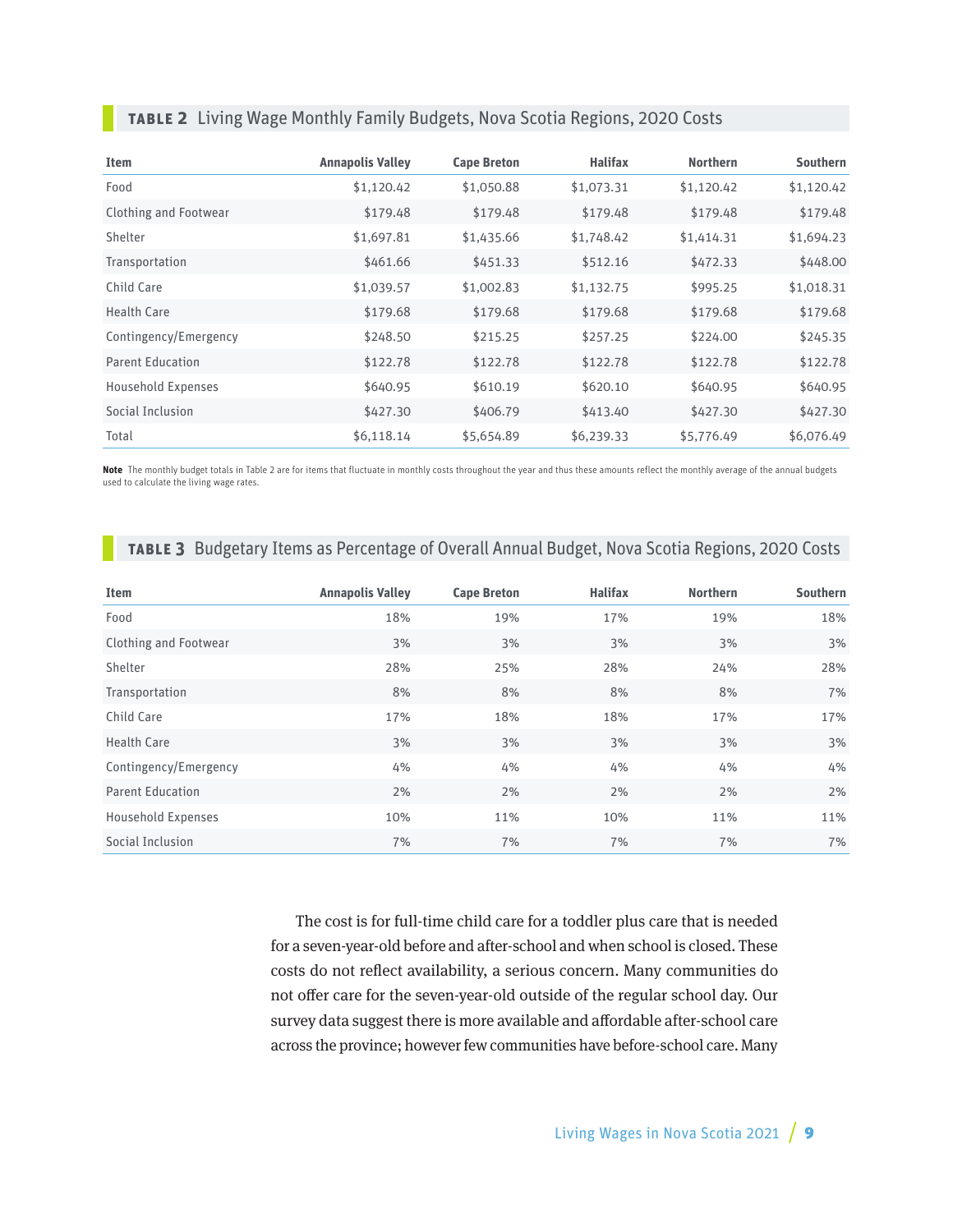**TABLE 2** Living Wage Monthly Family Budgets, Nova Scotia Regions, 2020 Costs

| Item | Annapolis Valley | Cape Breton | Halifax | Northern | Southern |
|---|---|---|---|---|---|
| Food | $1,120.42 | $1,050.88 | $1,073.31 | $1,120.42 | $1,120.42 |
| Clothing and Footwear | $179.48 | $179.48 | $179.48 | $179.48 | $179.48 |
| Shelter | $1,697.81 | $1,435.66 | $1,748.42 | $1,414.31 | $1,694.23 |
| Transportation | $461.66 | $451.33 | $512.16 | $472.33 | $448.00 |
| Child Care | $1,039.57 | $1,002.83 | $1,132.75 | $995.25 | $1,018.31 |
| Health Care | $179.68 | $179.68 | $179.68 | $179.68 | $179.68 |
| Contingency/Emergency | $248.50 | $215.25 | $257.25 | $224.00 | $245.35 |
| Parent Education | $122.78 | $122.78 | $122.78 | $122.78 | $122.78 |
| Household Expenses | $640.95 | $610.19 | $620.10 | $640.95 | $640.95 |
| Social Inclusion | $427.30 | $406.79 | $413.40 | $427.30 | $427.30 |
| Total | $6,118.14 | $5,654.89 | $6,239.33 | $5,776.49 | $6,076.49 |

**Note** The monthly budget totals in Table 2 are for items that fluctuate in monthly costs throughout the year and thus these amounts reflect the monthly average of the annual budgets used to calculate the living wage rates.

**TABLE 3** Budgetary Items as Percentage of Overall Annual Budget, Nova Scotia Regions, 2020 Costs

| Item | Annapolis Valley | Cape Breton | Halifax | Northern | Southern |
|---|---|---|---|---|---|
| Food | 18% | 19% | 17% | 19% | 18% |
| Clothing and Footwear | 3% | 3% | 3% | 3% | 3% |
| Shelter | 28% | 25% | 28% | 24% | 28% |
| Transportation | 8% | 8% | 8% | 8% | 7% |
| Child Care | 17% | 18% | 18% | 17% | 17% |
| Health Care | 3% | 3% | 3% | 3% | 3% |
| Contingency/Emergency | 4% | 4% | 4% | 4% | 4% |
| Parent Education | 2% | 2% | 2% | 2% | 2% |
| Household Expenses | 10% | 11% | 10% | 11% | 11% |
| Social Inclusion | 7% | 7% | 7% | 7% | 7% |

The cost is for full-time child care for a toddler plus care that is needed for a seven-year-old before and after-school and when school is closed. These costs do not reflect availability, a serious concern. Many communities do not offer care for the seven-year-old outside of the regular school day. Our survey data suggest there is more available and affordable after-school care across the province; however few communities have before-school care. Many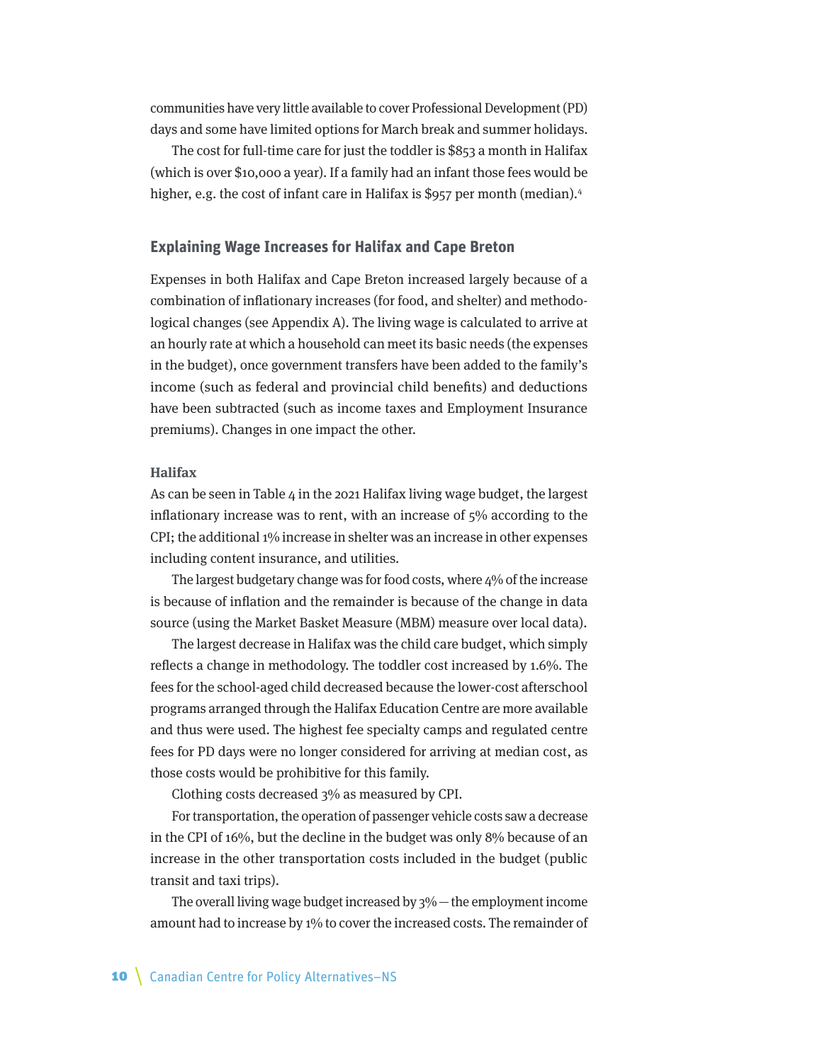communities have very little available to cover Professional Development (PD) days and some have limited options for March break and summer holidays.

The cost for full-time care for just the toddler is $853 a month in Halifax (which is over $10,000 a year). If a family had an infant those fees would be higher, e.g. the cost of infant care in Halifax is $957 per month (median).[4]

## Explaining Wage Increases for Halifax and Cape Breton

Expenses in both Halifax and Cape Breton increased largely because of a combination of inflationary increases (for food, and shelter) and methodological changes (see Appendix A). The living wage is calculated to arrive at an hourly rate at which a household can meet its basic needs (the expenses in the budget), once government transfers have been added to the family's income (such as federal and provincial child benefits) and deductions have been subtracted (such as income taxes and Employment Insurance premiums). Changes in one impact the other.

### Halifax

As can be seen in Table 4 in the 2021 Halifax living wage budget, the largest inflationary increase was to rent, with an increase of 5% according to the CPI; the additional 1% increase in shelter was an increase in other expenses including content insurance, and utilities.

The largest budgetary change was for food costs, where 4% of the increase is because of inflation and the remainder is because of the change in data source (using the Market Basket Measure (MBM) measure over local data).

The largest decrease in Halifax was the child care budget, which simply reflects a change in methodology. The toddler cost increased by 1.6%. The fees for the school-aged child decreased because the lower-cost afterschool programs arranged through the Halifax Education Centre are more available and thus were used. The highest fee specialty camps and regulated centre fees for PD days were no longer considered for arriving at median cost, as those costs would be prohibitive for this family.

Clothing costs decreased 3% as measured by CPI.

For transportation, the operation of passenger vehicle costs saw a decrease in the CPI of 16%, but the decline in the budget was only 8% because of an increase in the other transportation costs included in the budget (public transit and taxi trips).

The overall living wage budget increased by 3% — the employment income amount had to increase by 1% to cover the increased costs. The remainder of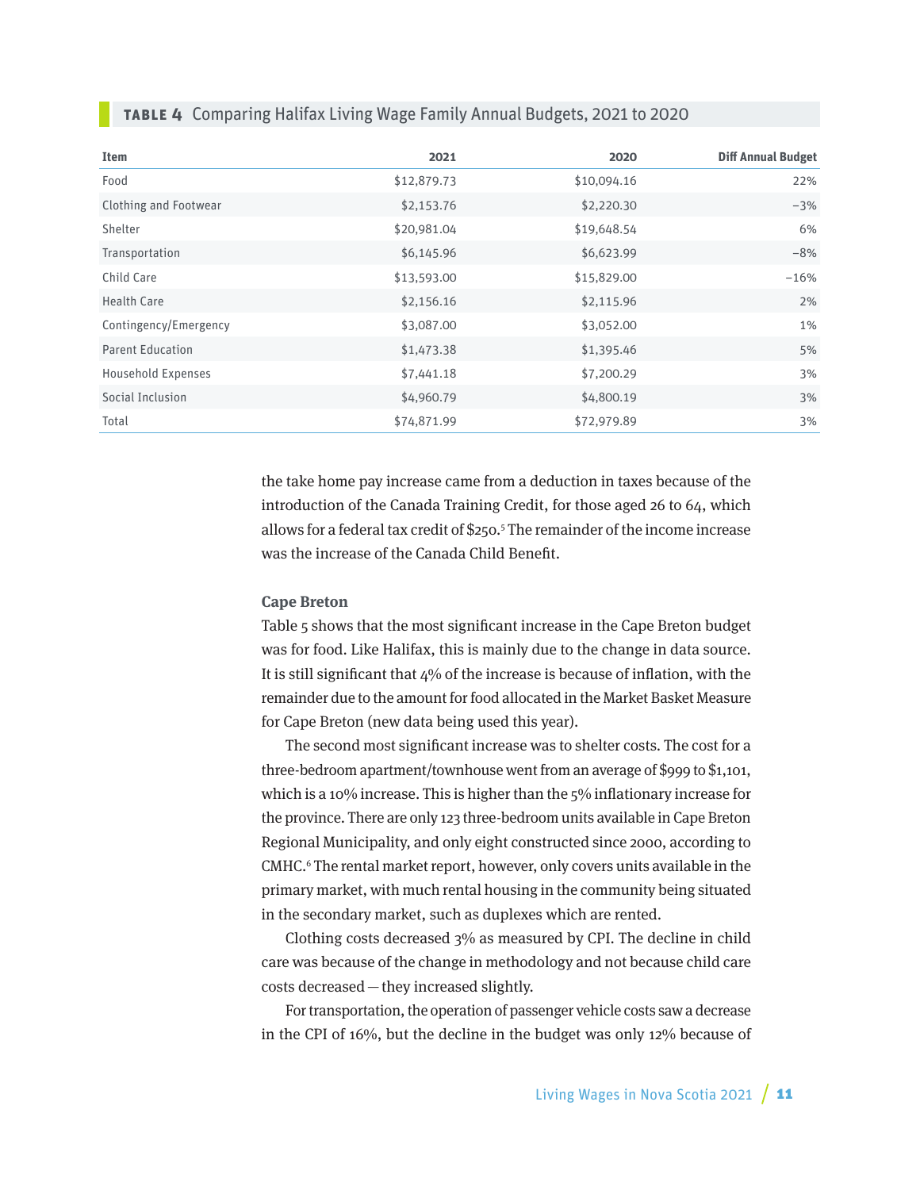**TABLE 4** Comparing Halifax Living Wage Family Annual Budgets, 2021 to 2020

| Item | 2021 | 2020 | Diff Annual Budget |
|---|---|---|---|
| Food | $12,879.73 | $10,094.16 | 22% |
| Clothing and Footwear | $2,153.76 | $2,220.30 | −3% |
| Shelter | $20,981.04 | $19,648.54 | 6% |
| Transportation | $6,145.96 | $6,623.99 | −8% |
| Child Care | $13,593.00 | $15,829.00 | −16% |
| Health Care | $2,156.16 | $2,115.96 | 2% |
| Contingency/Emergency | $3,087.00 | $3,052.00 | 1% |
| Parent Education | $1,473.38 | $1,395.46 | 5% |
| Household Expenses | $7,441.18 | $7,200.29 | 3% |
| Social Inclusion | $4,960.79 | $4,800.19 | 3% |
| Total | $74,871.99 | $72,979.89 | 3% |

the take home pay increase came from a deduction in taxes because of the introduction of the Canada Training Credit, for those aged 26 to 64, which allows for a federal tax credit of $250.[5] The remainder of the income increase was the increase of the Canada Child Benefit.

### Cape Breton

Table 5 shows that the most significant increase in the Cape Breton budget was for food. Like Halifax, this is mainly due to the change in data source. It is still significant that 4% of the increase is because of inflation, with the remainder due to the amount for food allocated in the Market Basket Measure for Cape Breton (new data being used this year).

The second most significant increase was to shelter costs. The cost for a three-bedroom apartment/townhouse went from an average of $999 to $1,101, which is a 10% increase. This is higher than the 5% inflationary increase for the province. There are only 123 three-bedroom units available in Cape Breton Regional Municipality, and only eight constructed since 2000, according to CMHC.[6] The rental market report, however, only covers units available in the primary market, with much rental housing in the community being situated in the secondary market, such as duplexes which are rented.

Clothing costs decreased 3% as measured by CPI. The decline in child care was because of the change in methodology and not because child care costs decreased — they increased slightly.

For transportation, the operation of passenger vehicle costs saw a decrease in the CPI of 16%, but the decline in the budget was only 12% because of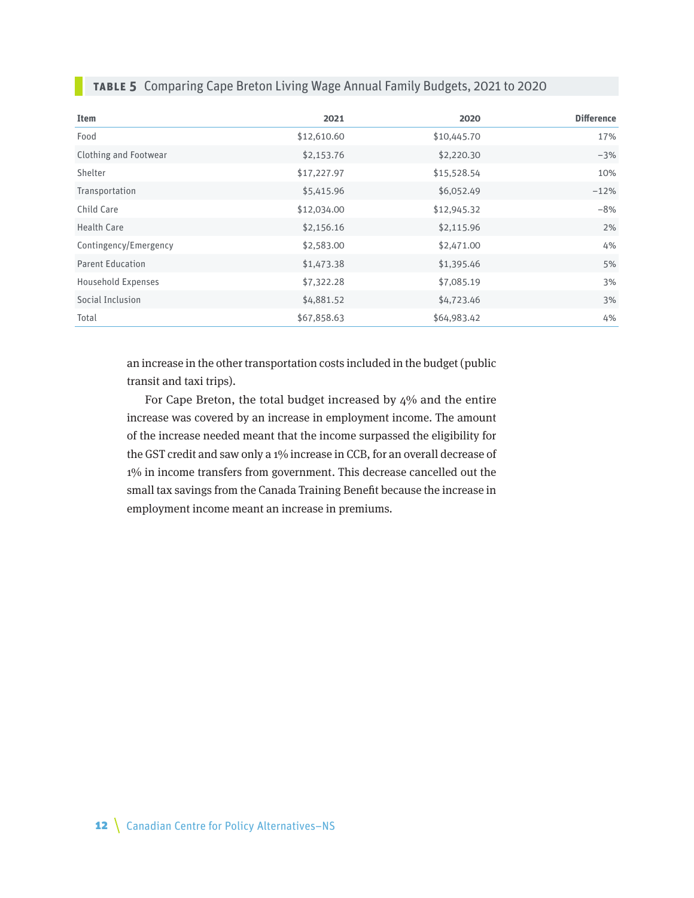**TABLE 5** Comparing Cape Breton Living Wage Annual Family Budgets, 2021 to 2020

| Item | 2021 | 2020 | Difference |
|---|---|---|---|
| Food | $12,610.60 | $10,445.70 | 17% |
| Clothing and Footwear | $2,153.76 | $2,220.30 | −3% |
| Shelter | $17,227.97 | $15,528.54 | 10% |
| Transportation | $5,415.96 | $6,052.49 | −12% |
| Child Care | $12,034.00 | $12,945.32 | −8% |
| Health Care | $2,156.16 | $2,115.96 | 2% |
| Contingency/Emergency | $2,583.00 | $2,471.00 | 4% |
| Parent Education | $1,473.38 | $1,395.46 | 5% |
| Household Expenses | $7,322.28 | $7,085.19 | 3% |
| Social Inclusion | $4,881.52 | $4,723.46 | 3% |
| Total | $67,858.63 | $64,983.42 | 4% |

an increase in the other transportation costs included in the budget (public transit and taxi trips).

For Cape Breton, the total budget increased by 4% and the entire increase was covered by an increase in employment income. The amount of the increase needed meant that the income surpassed the eligibility for the GST credit and saw only a 1% increase in CCB, for an overall decrease of 1% in income transfers from government. This decrease cancelled out the small tax savings from the Canada Training Benefit because the increase in employment income meant an increase in premiums.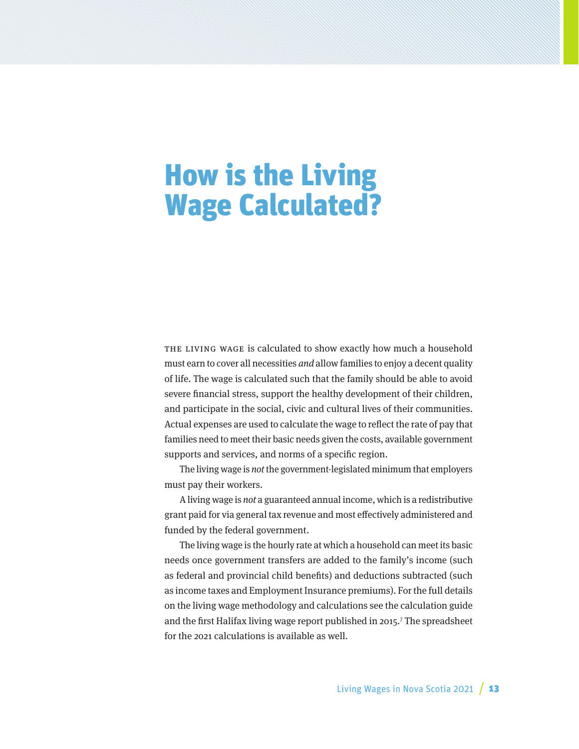# How is the Living Wage Calculated?

THE LIVING WAGE is calculated to show exactly how much a household must earn to cover all necessities *and* allow families to enjoy a decent quality of life. The wage is calculated such that the family should be able to avoid severe financial stress, support the healthy development of their children, and participate in the social, civic and cultural lives of their communities. Actual expenses are used to calculate the wage to reflect the rate of pay that families need to meet their basic needs given the costs, available government supports and services, and norms of a specific region.

The living wage is *not* the government-legislated minimum that employers must pay their workers.

A living wage is *not* a guaranteed annual income, which is a redistributive grant paid for via general tax revenue and most effectively administered and funded by the federal government.

The living wage is the hourly rate at which a household can meet its basic needs once government transfers are added to the family's income (such as federal and provincial child benefits) and deductions subtracted (such as income taxes and Employment Insurance premiums). For the full details on the living wage methodology and calculations see the calculation guide and the first Halifax living wage report published in 2015.[7] The spreadsheet for the 2021 calculations is available as well.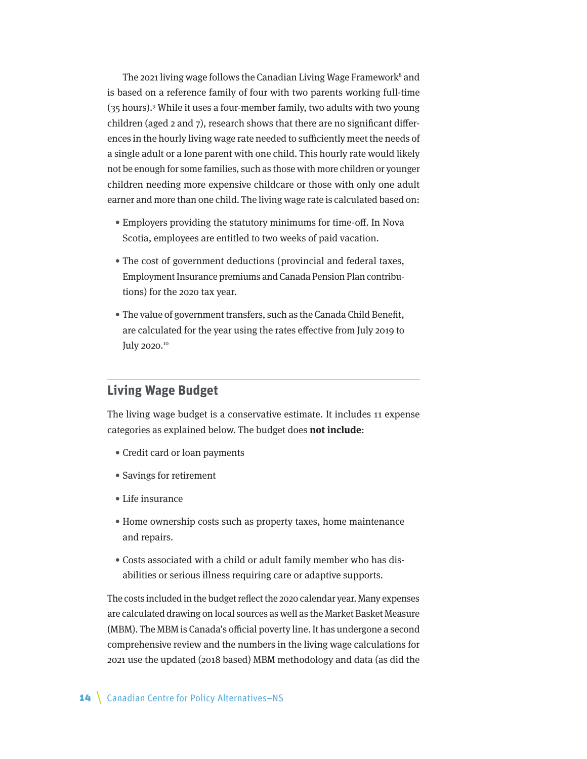The 2021 living wage follows the Canadian Living Wage Framework[8] and is based on a reference family of four with two parents working full-time (35 hours).[9] While it uses a four-member family, two adults with two young children (aged 2 and 7), research shows that there are no significant differences in the hourly living wage rate needed to sufficiently meet the needs of a single adult or a lone parent with one child. This hourly rate would likely not be enough for some families, such as those with more children or younger children needing more expensive childcare or those with only one adult earner and more than one child. The living wage rate is calculated based on:

- Employers providing the statutory minimums for time-off. In Nova Scotia, employees are entitled to two weeks of paid vacation.
- The cost of government deductions (provincial and federal taxes, Employment Insurance premiums and Canada Pension Plan contributions) for the 2020 tax year.
- The value of government transfers, such as the Canada Child Benefit, are calculated for the year using the rates effective from July 2019 to July 2020.[10]

## Living Wage Budget

The living wage budget is a conservative estimate. It includes 11 expense categories as explained below. The budget does **not include**:

- Credit card or loan payments
- Savings for retirement
- Life insurance
- Home ownership costs such as property taxes, home maintenance and repairs.
- Costs associated with a child or adult family member who has disabilities or serious illness requiring care or adaptive supports.

The costs included in the budget reflect the 2020 calendar year. Many expenses are calculated drawing on local sources as well as the Market Basket Measure (MBM). The MBM is Canada's official poverty line. It has undergone a second comprehensive review and the numbers in the living wage calculations for 2021 use the updated (2018 based) MBM methodology and data (as did the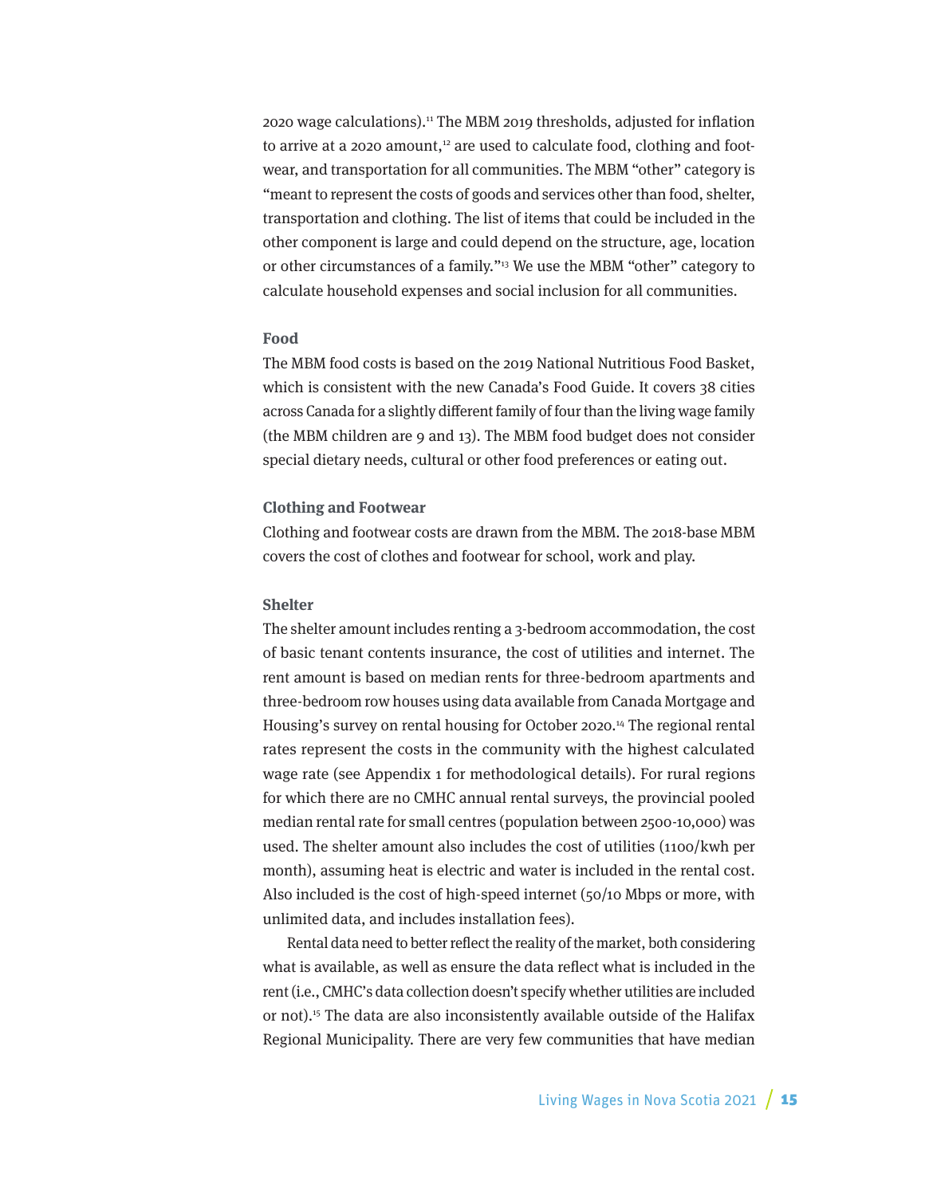2020 wage calculations).[11] The MBM 2019 thresholds, adjusted for inflation to arrive at a 2020 amount,[12] are used to calculate food, clothing and footwear, and transportation for all communities. The MBM "other" category is "meant to represent the costs of goods and services other than food, shelter, transportation and clothing. The list of items that could be included in the other component is large and could depend on the structure, age, location or other circumstances of a family."[13] We use the MBM "other" category to calculate household expenses and social inclusion for all communities.

### Food

The MBM food costs is based on the 2019 National Nutritious Food Basket, which is consistent with the new Canada's Food Guide. It covers 38 cities across Canada for a slightly different family of four than the living wage family (the MBM children are 9 and 13). The MBM food budget does not consider special dietary needs, cultural or other food preferences or eating out.

### Clothing and Footwear

Clothing and footwear costs are drawn from the MBM. The 2018-base MBM covers the cost of clothes and footwear for school, work and play.

### Shelter

The shelter amount includes renting a 3-bedroom accommodation, the cost of basic tenant contents insurance, the cost of utilities and internet. The rent amount is based on median rents for three-bedroom apartments and three-bedroom row houses using data available from Canada Mortgage and Housing's survey on rental housing for October 2020.[14] The regional rental rates represent the costs in the community with the highest calculated wage rate (see Appendix 1 for methodological details). For rural regions for which there are no CMHC annual rental surveys, the provincial pooled median rental rate for small centres (population between 2500-10,000) was used. The shelter amount also includes the cost of utilities (1100/kwh per month), assuming heat is electric and water is included in the rental cost. Also included is the cost of high-speed internet (50/10 Mbps or more, with unlimited data, and includes installation fees).

Rental data need to better reflect the reality of the market, both considering what is available, as well as ensure the data reflect what is included in the rent (i.e., CMHC's data collection doesn't specify whether utilities are included or not).[15] The data are also inconsistently available outside of the Halifax Regional Municipality. There are very few communities that have median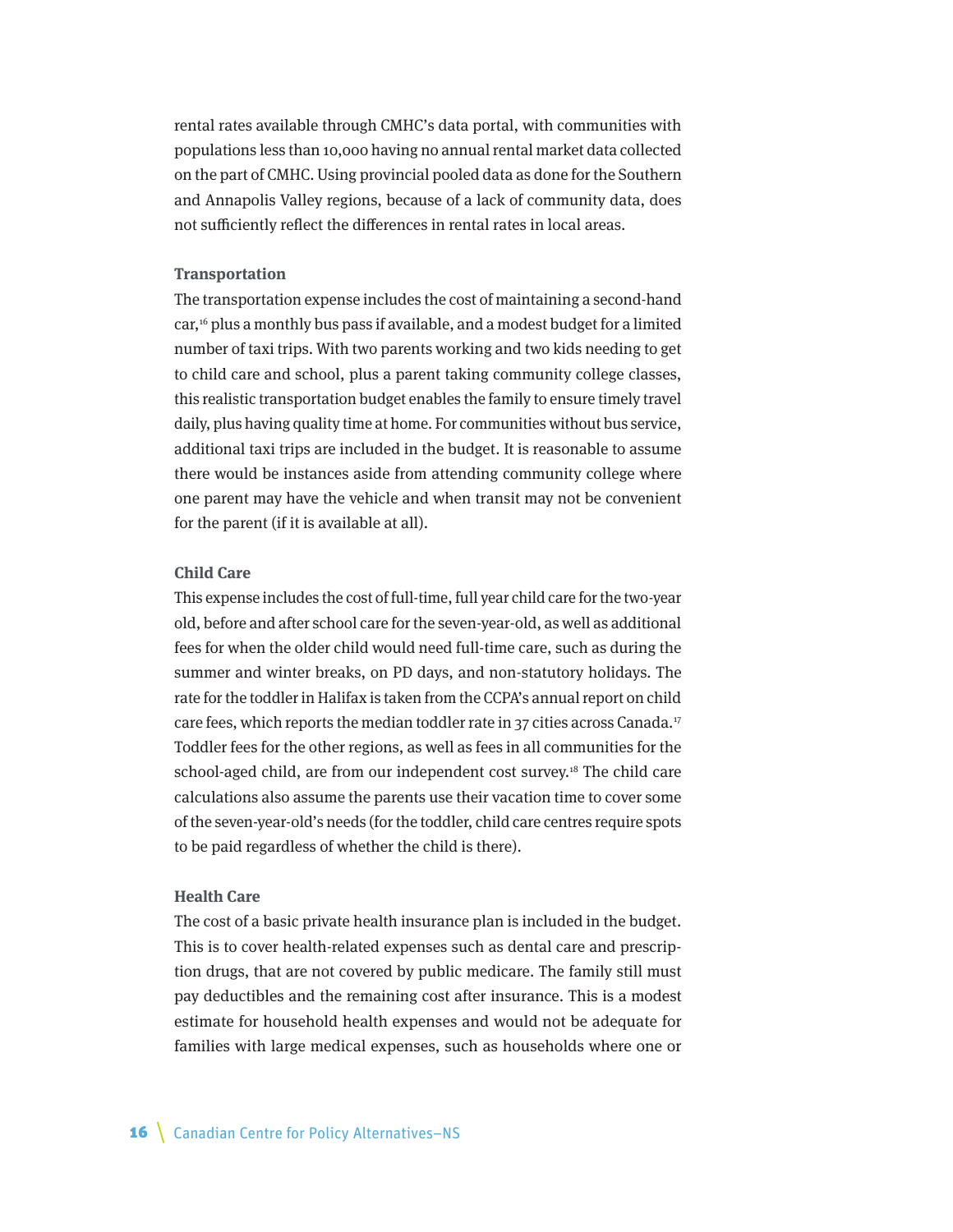rental rates available through CMHC's data portal, with communities with populations less than 10,000 having no annual rental market data collected on the part of CMHC. Using provincial pooled data as done for the Southern and Annapolis Valley regions, because of a lack of community data, does not sufficiently reflect the differences in rental rates in local areas.

### Transportation

The transportation expense includes the cost of maintaining a second-hand car,[16] plus a monthly bus pass if available, and a modest budget for a limited number of taxi trips. With two parents working and two kids needing to get to child care and school, plus a parent taking community college classes, this realistic transportation budget enables the family to ensure timely travel daily, plus having quality time at home. For communities without bus service, additional taxi trips are included in the budget. It is reasonable to assume there would be instances aside from attending community college where one parent may have the vehicle and when transit may not be convenient for the parent (if it is available at all).

### Child Care

This expense includes the cost of full-time, full year child care for the two-year old, before and after school care for the seven-year-old, as well as additional fees for when the older child would need full-time care, such as during the summer and winter breaks, on PD days, and non-statutory holidays. The rate for the toddler in Halifax is taken from the CCPA's annual report on child care fees, which reports the median toddler rate in 37 cities across Canada.[17] Toddler fees for the other regions, as well as fees in all communities for the school-aged child, are from our independent cost survey.[18] The child care calculations also assume the parents use their vacation time to cover some of the seven-year-old's needs (for the toddler, child care centres require spots to be paid regardless of whether the child is there).

### Health Care

The cost of a basic private health insurance plan is included in the budget. This is to cover health-related expenses such as dental care and prescription drugs, that are not covered by public medicare. The family still must pay deductibles and the remaining cost after insurance. This is a modest estimate for household health expenses and would not be adequate for families with large medical expenses, such as households where one or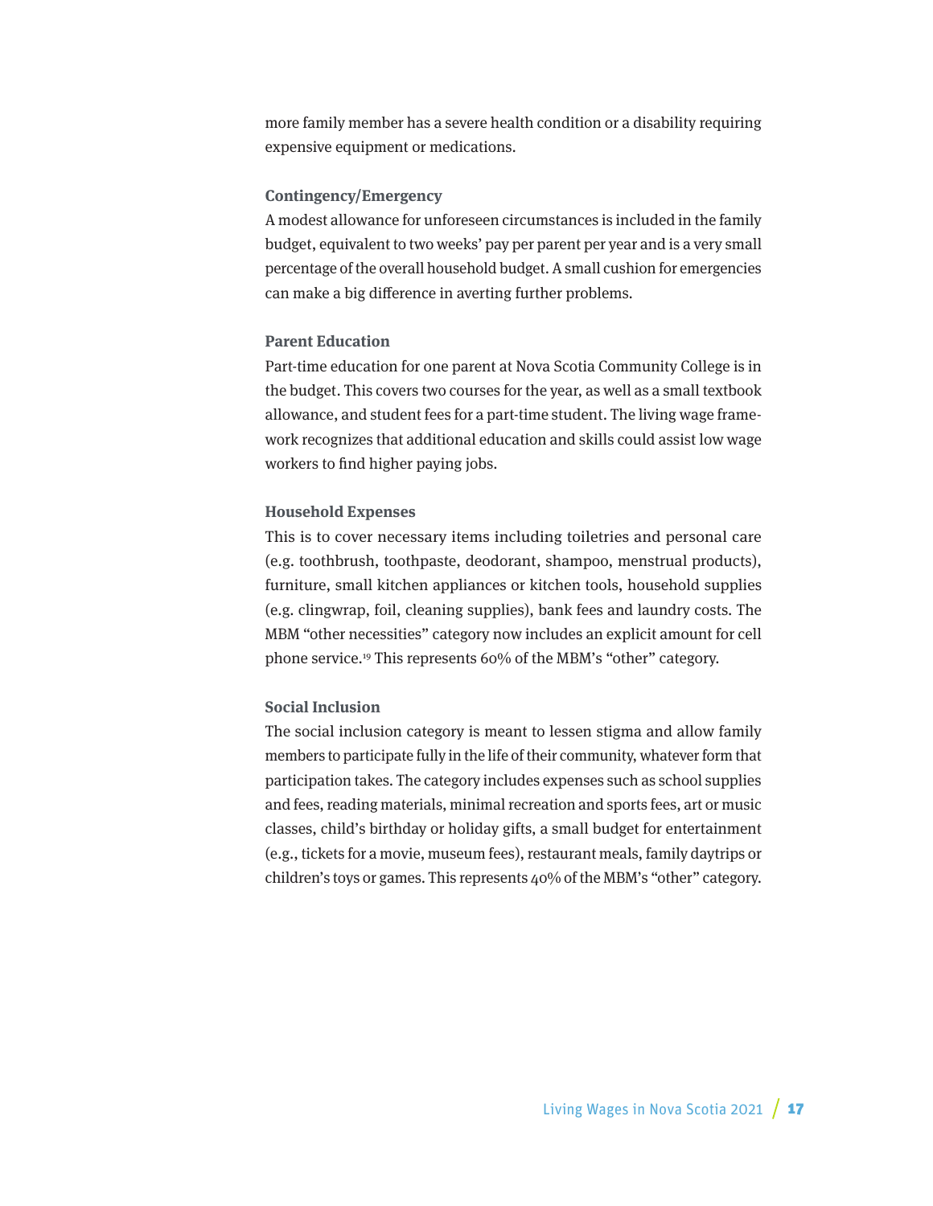more family member has a severe health condition or a disability requiring expensive equipment or medications.

### Contingency/Emergency

A modest allowance for unforeseen circumstances is included in the family budget, equivalent to two weeks' pay per parent per year and is a very small percentage of the overall household budget. A small cushion for emergencies can make a big difference in averting further problems.

### Parent Education

Part-time education for one parent at Nova Scotia Community College is in the budget. This covers two courses for the year, as well as a small textbook allowance, and student fees for a part-time student. The living wage framework recognizes that additional education and skills could assist low wage workers to find higher paying jobs.

### Household Expenses

This is to cover necessary items including toiletries and personal care (e.g. toothbrush, toothpaste, deodorant, shampoo, menstrual products), furniture, small kitchen appliances or kitchen tools, household supplies (e.g. clingwrap, foil, cleaning supplies), bank fees and laundry costs. The MBM "other necessities" category now includes an explicit amount for cell phone service.[19] This represents 60% of the MBM's "other" category.

### Social Inclusion

The social inclusion category is meant to lessen stigma and allow family members to participate fully in the life of their community, whatever form that participation takes. The category includes expenses such as school supplies and fees, reading materials, minimal recreation and sports fees, art or music classes, child's birthday or holiday gifts, a small budget for entertainment (e.g., tickets for a movie, museum fees), restaurant meals, family daytrips or children's toys or games. This represents 40% of the MBM's "other" category.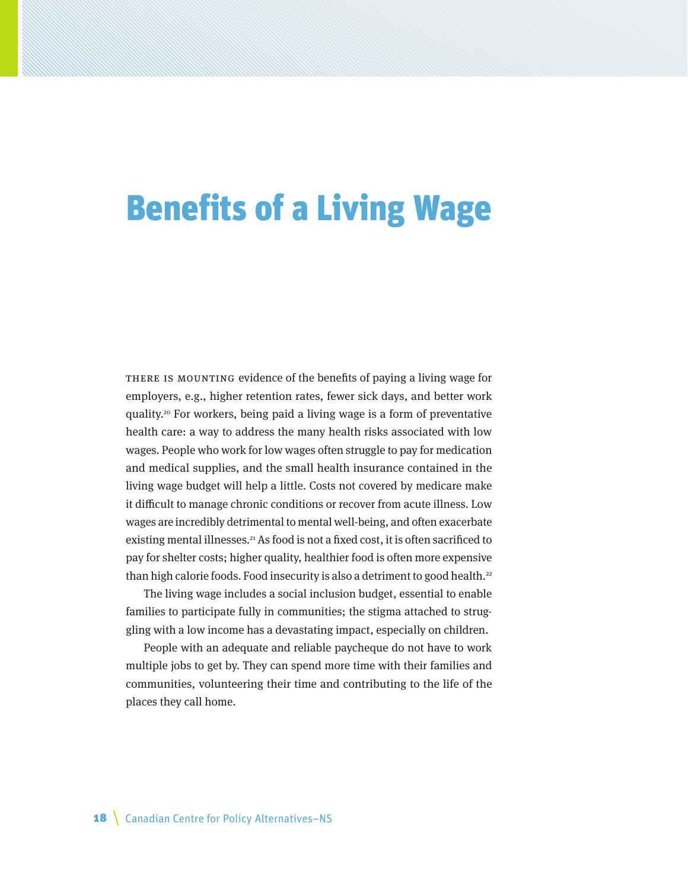# Benefits of a Living Wage

There is mounting evidence of the benefits of paying a living wage for employers, e.g., higher retention rates, fewer sick days, and better work quality.[20] For workers, being paid a living wage is a form of preventative health care: a way to address the many health risks associated with low wages. People who work for low wages often struggle to pay for medication and medical supplies, and the small health insurance contained in the living wage budget will help a little. Costs not covered by medicare make it difficult to manage chronic conditions or recover from acute illness. Low wages are incredibly detrimental to mental well-being, and often exacerbate existing mental illnesses.[21] As food is not a fixed cost, it is often sacrificed to pay for shelter costs; higher quality, healthier food is often more expensive than high calorie foods. Food insecurity is also a detriment to good health.[22]

The living wage includes a social inclusion budget, essential to enable families to participate fully in communities; the stigma attached to struggling with a low income has a devastating impact, especially on children.

People with an adequate and reliable paycheque do not have to work multiple jobs to get by. They can spend more time with their families and communities, volunteering their time and contributing to the life of the places they call home.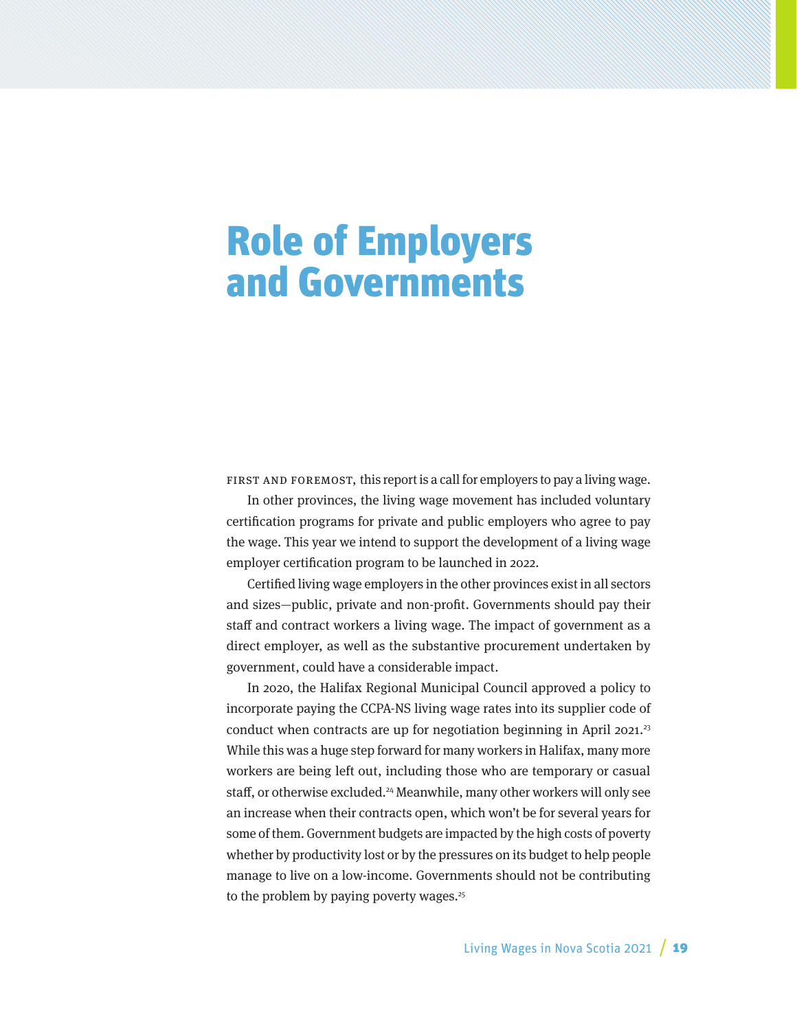# Role of Employers and Governments

First and foremost, this report is a call for employers to pay a living wage.

In other provinces, the living wage movement has included voluntary certification programs for private and public employers who agree to pay the wage. This year we intend to support the development of a living wage employer certification program to be launched in 2022.

Certified living wage employers in the other provinces exist in all sectors and sizes—public, private and non-profit. Governments should pay their staff and contract workers a living wage. The impact of government as a direct employer, as well as the substantive procurement undertaken by government, could have a considerable impact.

In 2020, the Halifax Regional Municipal Council approved a policy to incorporate paying the CCPA-NS living wage rates into its supplier code of conduct when contracts are up for negotiation beginning in April 2021.[23] While this was a huge step forward for many workers in Halifax, many more workers are being left out, including those who are temporary or casual staff, or otherwise excluded.[24] Meanwhile, many other workers will only see an increase when their contracts open, which won't be for several years for some of them. Government budgets are impacted by the high costs of poverty whether by productivity lost or by the pressures on its budget to help people manage to live on a low-income. Governments should not be contributing to the problem by paying poverty wages.[25]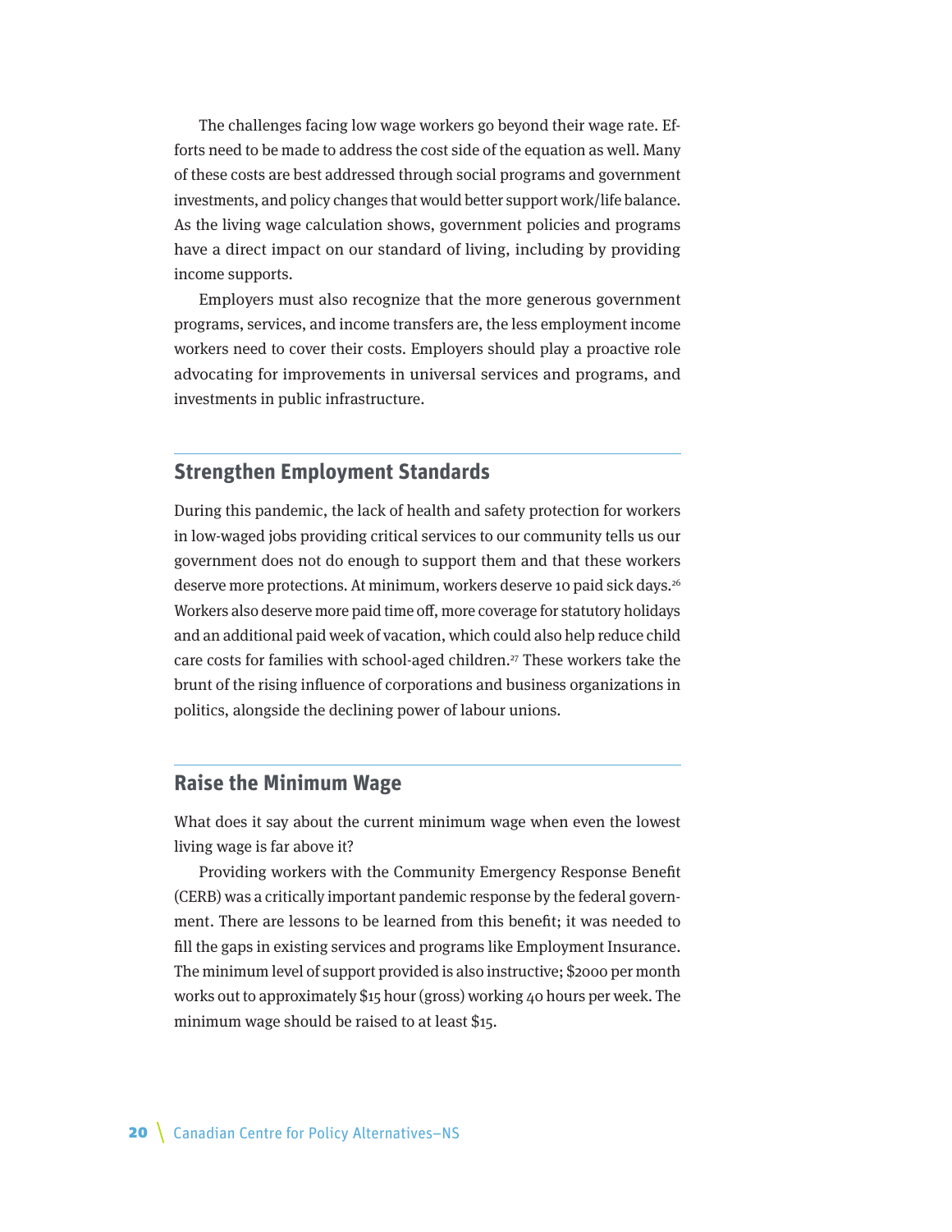The challenges facing low wage workers go beyond their wage rate. Efforts need to be made to address the cost side of the equation as well. Many of these costs are best addressed through social programs and government investments, and policy changes that would better support work/life balance. As the living wage calculation shows, government policies and programs have a direct impact on our standard of living, including by providing income supports.

Employers must also recognize that the more generous government programs, services, and income transfers are, the less employment income workers need to cover their costs. Employers should play a proactive role advocating for improvements in universal services and programs, and investments in public infrastructure.

## Strengthen Employment Standards

During this pandemic, the lack of health and safety protection for workers in low-waged jobs providing critical services to our community tells us our government does not do enough to support them and that these workers deserve more protections. At minimum, workers deserve 10 paid sick days.[26] Workers also deserve more paid time off, more coverage for statutory holidays and an additional paid week of vacation, which could also help reduce child care costs for families with school-aged children.[27] These workers take the brunt of the rising influence of corporations and business organizations in politics, alongside the declining power of labour unions.

## Raise the Minimum Wage

What does it say about the current minimum wage when even the lowest living wage is far above it?

Providing workers with the Community Emergency Response Benefit (CERB) was a critically important pandemic response by the federal government. There are lessons to be learned from this benefit; it was needed to fill the gaps in existing services and programs like Employment Insurance. The minimum level of support provided is also instructive; $2000 per month works out to approximately $15 hour (gross) working 40 hours per week. The minimum wage should be raised to at least $15.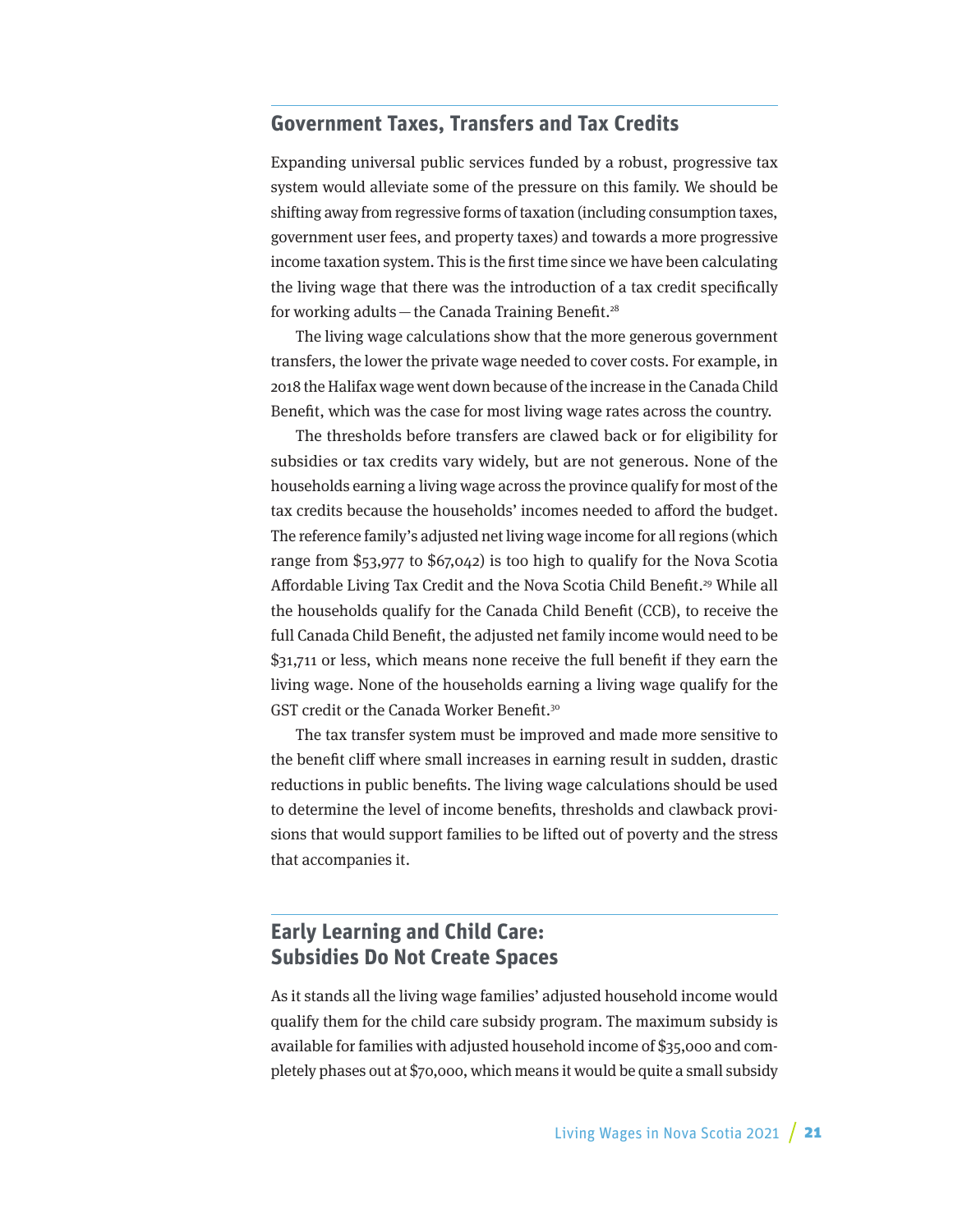## Government Taxes, Transfers and Tax Credits

Expanding universal public services funded by a robust, progressive tax system would alleviate some of the pressure on this family. We should be shifting away from regressive forms of taxation (including consumption taxes, government user fees, and property taxes) and towards a more progressive income taxation system. This is the first time since we have been calculating the living wage that there was the introduction of a tax credit specifically for working adults — the Canada Training Benefit.[28]

The living wage calculations show that the more generous government transfers, the lower the private wage needed to cover costs. For example, in 2018 the Halifax wage went down because of the increase in the Canada Child Benefit, which was the case for most living wage rates across the country.

The thresholds before transfers are clawed back or for eligibility for subsidies or tax credits vary widely, but are not generous. None of the households earning a living wage across the province qualify for most of the tax credits because the households' incomes needed to afford the budget. The reference family's adjusted net living wage income for all regions (which range from $53,977 to $67,042) is too high to qualify for the Nova Scotia Affordable Living Tax Credit and the Nova Scotia Child Benefit.[29] While all the households qualify for the Canada Child Benefit (CCB), to receive the full Canada Child Benefit, the adjusted net family income would need to be $31,711 or less, which means none receive the full benefit if they earn the living wage. None of the households earning a living wage qualify for the GST credit or the Canada Worker Benefit.[30]

The tax transfer system must be improved and made more sensitive to the benefit cliff where small increases in earning result in sudden, drastic reductions in public benefits. The living wage calculations should be used to determine the level of income benefits, thresholds and clawback provisions that would support families to be lifted out of poverty and the stress that accompanies it.

## Early Learning and Child Care: Subsidies Do Not Create Spaces

As it stands all the living wage families' adjusted household income would qualify them for the child care subsidy program. The maximum subsidy is available for families with adjusted household income of $35,000 and completely phases out at $70,000, which means it would be quite a small subsidy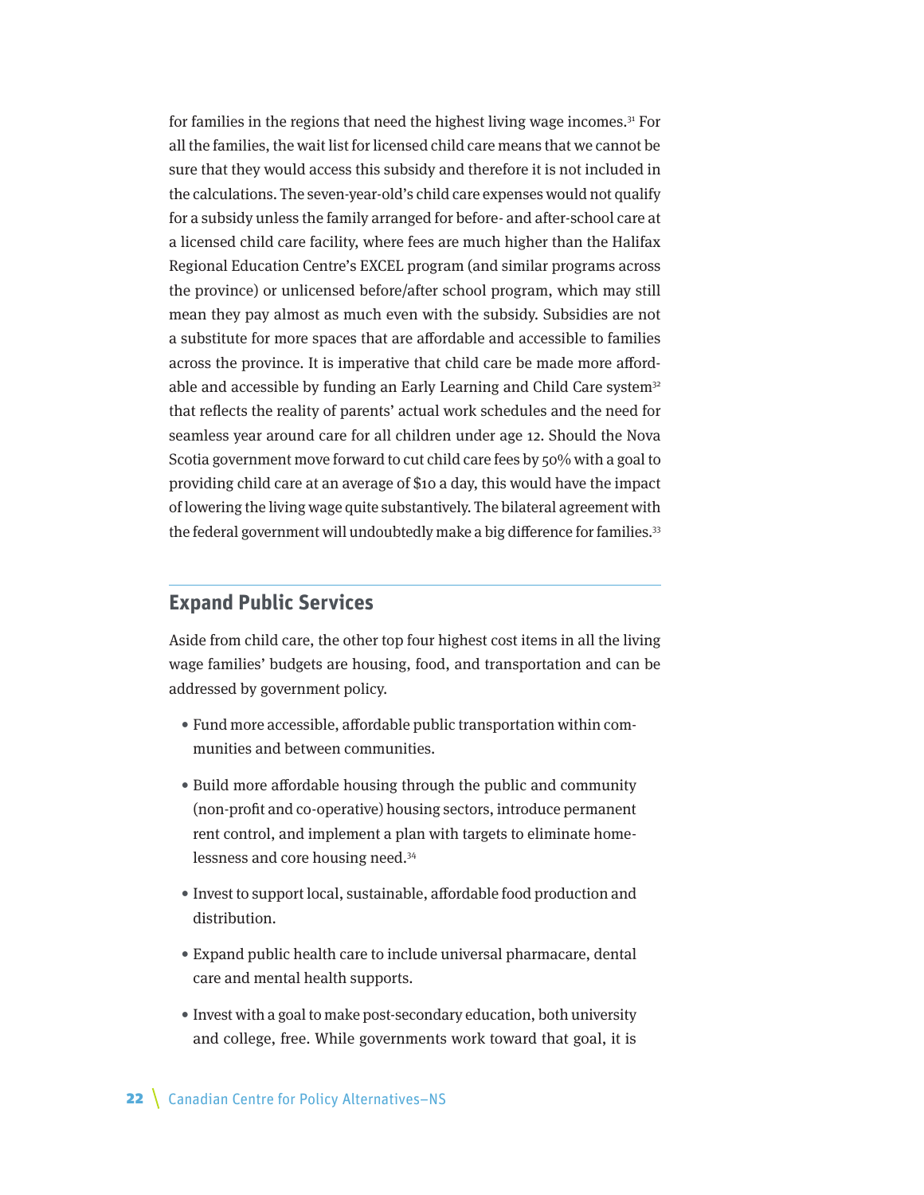for families in the regions that need the highest living wage incomes.[31] For all the families, the wait list for licensed child care means that we cannot be sure that they would access this subsidy and therefore it is not included in the calculations. The seven-year-old's child care expenses would not qualify for a subsidy unless the family arranged for before- and after-school care at a licensed child care facility, where fees are much higher than the Halifax Regional Education Centre's EXCEL program (and similar programs across the province) or unlicensed before/after school program, which may still mean they pay almost as much even with the subsidy. Subsidies are not a substitute for more spaces that are affordable and accessible to families across the province. It is imperative that child care be made more affordable and accessible by funding an Early Learning and Child Care system[32] that reflects the reality of parents' actual work schedules and the need for seamless year around care for all children under age 12. Should the Nova Scotia government move forward to cut child care fees by 50% with a goal to providing child care at an average of $10 a day, this would have the impact of lowering the living wage quite substantively. The bilateral agreement with the federal government will undoubtedly make a big difference for families.[33]

## Expand Public Services

Aside from child care, the other top four highest cost items in all the living wage families' budgets are housing, food, and transportation and can be addressed by government policy.

- Fund more accessible, affordable public transportation within communities and between communities.
- Build more affordable housing through the public and community (non-profit and co-operative) housing sectors, introduce permanent rent control, and implement a plan with targets to eliminate homelessness and core housing need.[34]
- Invest to support local, sustainable, affordable food production and distribution.
- Expand public health care to include universal pharmacare, dental care and mental health supports.
- Invest with a goal to make post-secondary education, both university and college, free. While governments work toward that goal, it is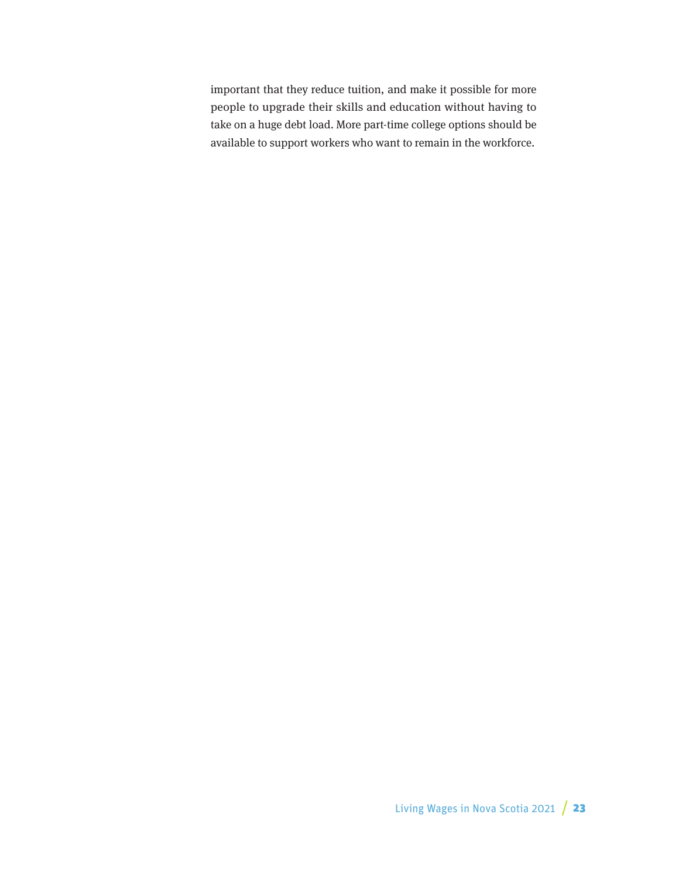important that they reduce tuition, and make it possible for more people to upgrade their skills and education without having to take on a huge debt load. More part-time college options should be available to support workers who want to remain in the workforce.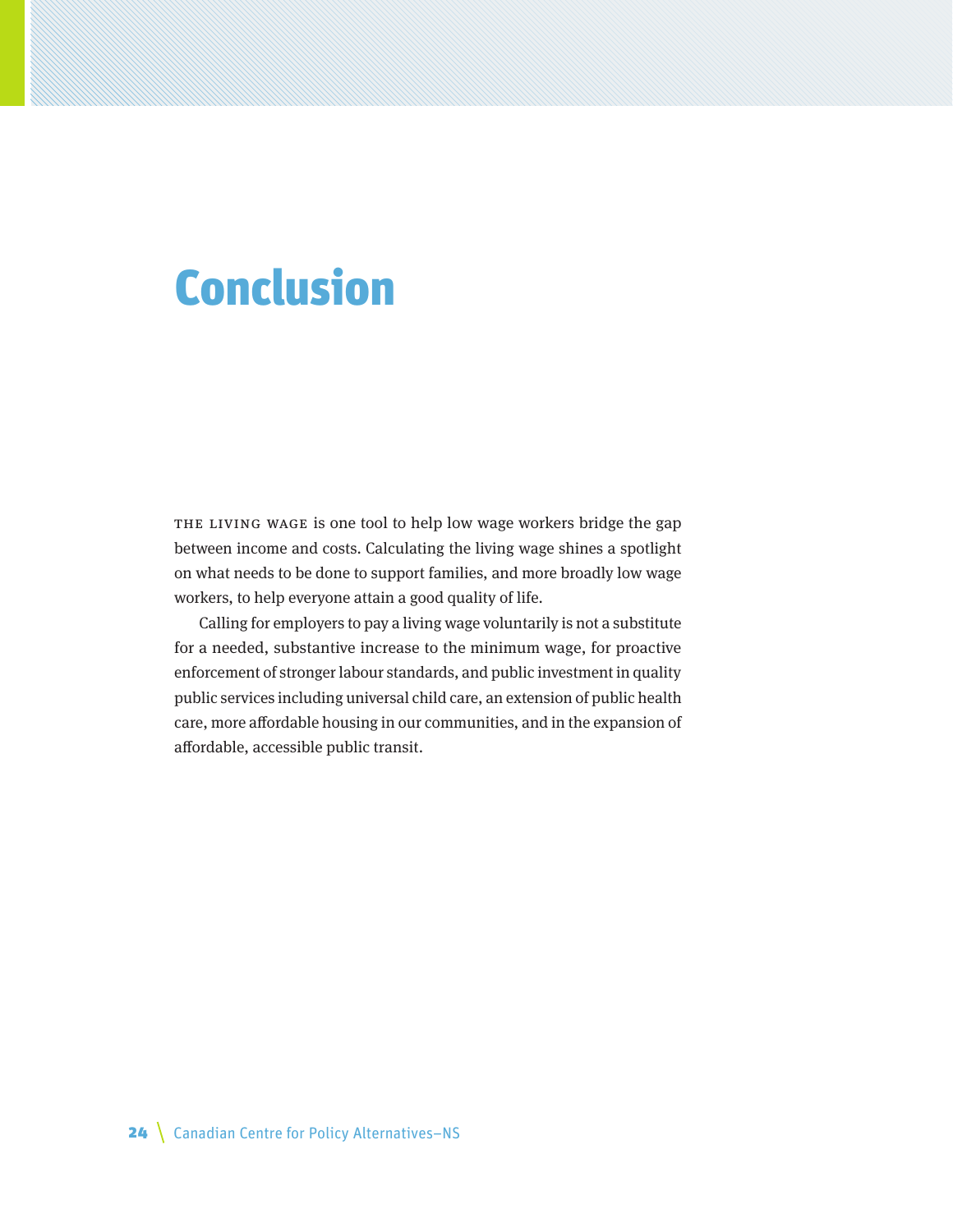# Conclusion

The living wage is one tool to help low wage workers bridge the gap between income and costs. Calculating the living wage shines a spotlight on what needs to be done to support families, and more broadly low wage workers, to help everyone attain a good quality of life.

Calling for employers to pay a living wage voluntarily is not a substitute for a needed, substantive increase to the minimum wage, for proactive enforcement of stronger labour standards, and public investment in quality public services including universal child care, an extension of public health care, more affordable housing in our communities, and in the expansion of affordable, accessible public transit.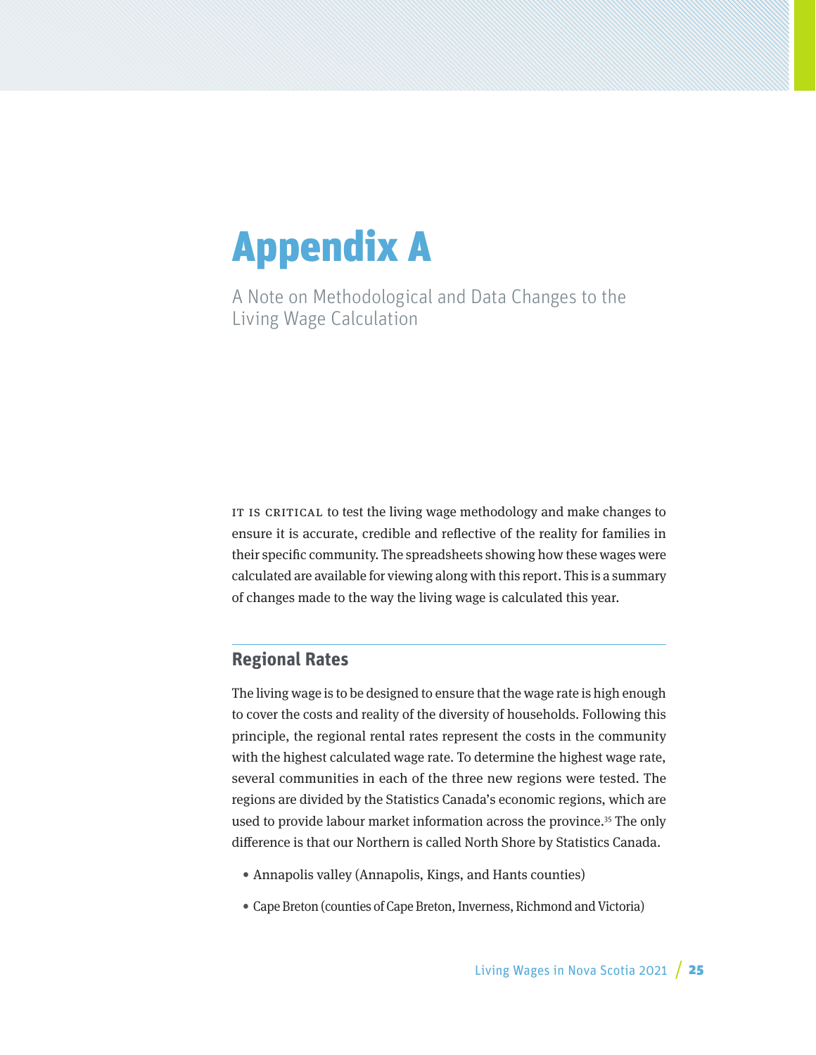# Appendix A

A Note on Methodological and Data Changes to the Living Wage Calculation

IT IS CRITICAL to test the living wage methodology and make changes to ensure it is accurate, credible and reflective of the reality for families in their specific community. The spreadsheets showing how these wages were calculated are available for viewing along with this report. This is a summary of changes made to the way the living wage is calculated this year.

## Regional Rates

The living wage is to be designed to ensure that the wage rate is high enough to cover the costs and reality of the diversity of households. Following this principle, the regional rental rates represent the costs in the community with the highest calculated wage rate. To determine the highest wage rate, several communities in each of the three new regions were tested. The regions are divided by the Statistics Canada's economic regions, which are used to provide labour market information across the province.[35] The only difference is that our Northern is called North Shore by Statistics Canada.

- Annapolis valley (Annapolis, Kings, and Hants counties)
- Cape Breton (counties of Cape Breton, Inverness, Richmond and Victoria)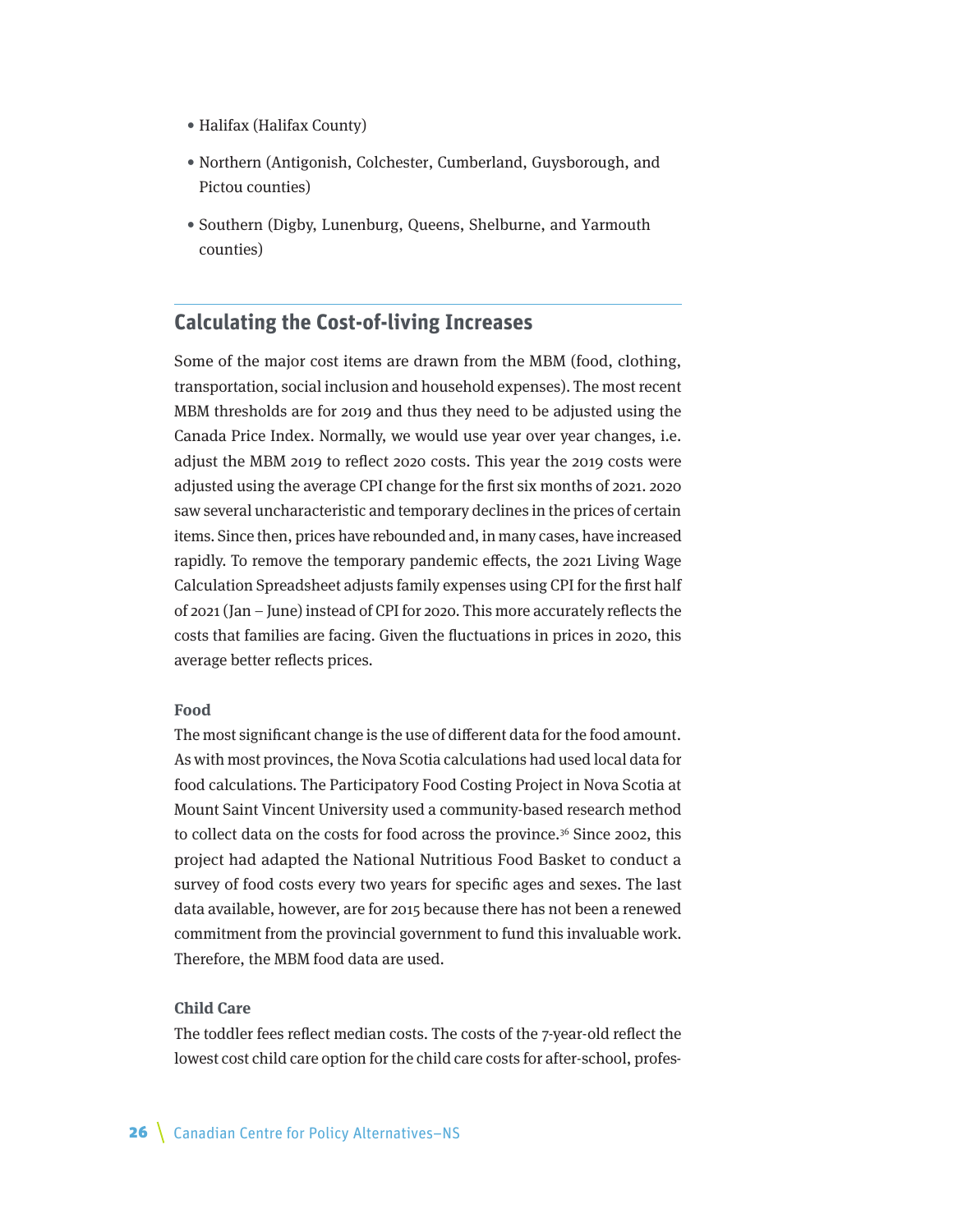- Halifax (Halifax County)
- Northern (Antigonish, Colchester, Cumberland, Guysborough, and Pictou counties)
- Southern (Digby, Lunenburg, Queens, Shelburne, and Yarmouth counties)

## Calculating the Cost-of-living Increases

Some of the major cost items are drawn from the MBM (food, clothing, transportation, social inclusion and household expenses). The most recent MBM thresholds are for 2019 and thus they need to be adjusted using the Canada Price Index. Normally, we would use year over year changes, i.e. adjust the MBM 2019 to reflect 2020 costs. This year the 2019 costs were adjusted using the average CPI change for the first six months of 2021. 2020 saw several uncharacteristic and temporary declines in the prices of certain items. Since then, prices have rebounded and, in many cases, have increased rapidly. To remove the temporary pandemic effects, the 2021 Living Wage Calculation Spreadsheet adjusts family expenses using CPI for the first half of 2021 (Jan – June) instead of CPI for 2020. This more accurately reflects the costs that families are facing. Given the fluctuations in prices in 2020, this average better reflects prices.

### Food

The most significant change is the use of different data for the food amount. As with most provinces, the Nova Scotia calculations had used local data for food calculations. The Participatory Food Costing Project in Nova Scotia at Mount Saint Vincent University used a community-based research method to collect data on the costs for food across the province.[36] Since 2002, this project had adapted the National Nutritious Food Basket to conduct a survey of food costs every two years for specific ages and sexes. The last data available, however, are for 2015 because there has not been a renewed commitment from the provincial government to fund this invaluable work. Therefore, the MBM food data are used.

### Child Care

The toddler fees reflect median costs. The costs of the 7-year-old reflect the lowest cost child care option for the child care costs for after-school, profes-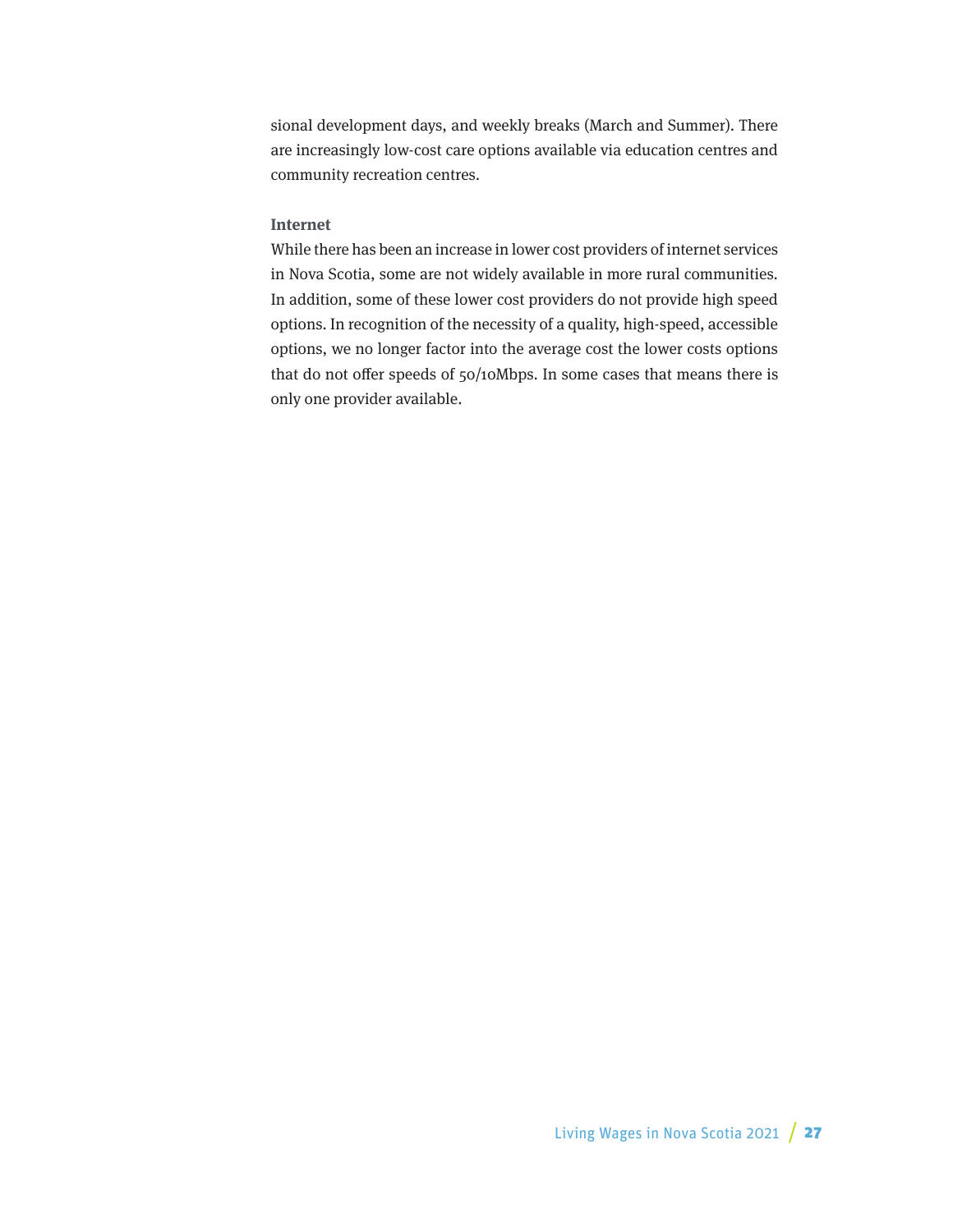sional development days, and weekly breaks (March and Summer). There are increasingly low-cost care options available via education centres and community recreation centres.

### Internet

While there has been an increase in lower cost providers of internet services in Nova Scotia, some are not widely available in more rural communities. In addition, some of these lower cost providers do not provide high speed options. In recognition of the necessity of a quality, high-speed, accessible options, we no longer factor into the average cost the lower costs options that do not offer speeds of 50/10Mbps. In some cases that means there is only one provider available.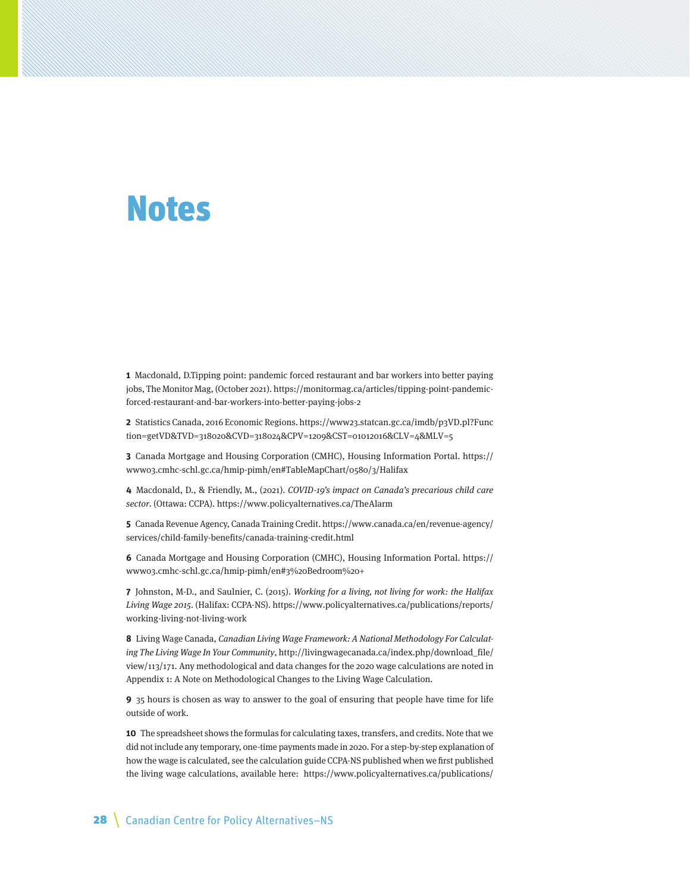# Notes

**1** Macdonald, D.Tipping point: pandemic forced restaurant and bar workers into better paying jobs, The Monitor Mag, (October 2021). https://monitormag.ca/articles/tipping-point-pandemic-forced-restaurant-and-bar-workers-into-better-paying-jobs-2

**2** Statistics Canada, 2016 Economic Regions. https://www23.statcan.gc.ca/imdb/p3VD.pl?Function=getVD&TVD=318020&CVD=318024&CPV=1209&CST=01012016&CLV=4&MLV=5

**3** Canada Mortgage and Housing Corporation (CMHC), Housing Information Portal. https://www03.cmhc-schl.gc.ca/hmip-pimh/en#TableMapChart/0580/3/Halifax

**4** Macdonald, D., & Friendly, M., (2021). *COVID-19's impact on Canada's precarious child care sector*. (Ottawa: CCPA). https://www.policyalternatives.ca/TheAlarm

**5** Canada Revenue Agency, Canada Training Credit. https://www.canada.ca/en/revenue-agency/services/child-family-benefits/canada-training-credit.html

**6** Canada Mortgage and Housing Corporation (CMHC), Housing Information Portal. https://www03.cmhc-schl.gc.ca/hmip-pimh/en#3%20Bedroom%20+

**7** Johnston, M-D., and Saulnier, C. (2015). *Working for a living, not living for work: the Halifax Living Wage 2015*. (Halifax: CCPA-NS). https://www.policyalternatives.ca/publications/reports/working-living-not-living-work

**8** Living Wage Canada, *Canadian Living Wage Framework: A National Methodology For Calculating The Living Wage In Your Community*, http://livingwagecanada.ca/index.php/download_file/view/113/171. Any methodological and data changes for the 2020 wage calculations are noted in Appendix 1: A Note on Methodological Changes to the Living Wage Calculation.

**9** 35 hours is chosen as way to answer to the goal of ensuring that people have time for life outside of work.

**10** The spreadsheet shows the formulas for calculating taxes, transfers, and credits. Note that we did not include any temporary, one-time payments made in 2020. For a step-by-step explanation of how the wage is calculated, see the calculation guide CCPA-NS published when we first published the living wage calculations, available here: https://www.policyalternatives.ca/publications/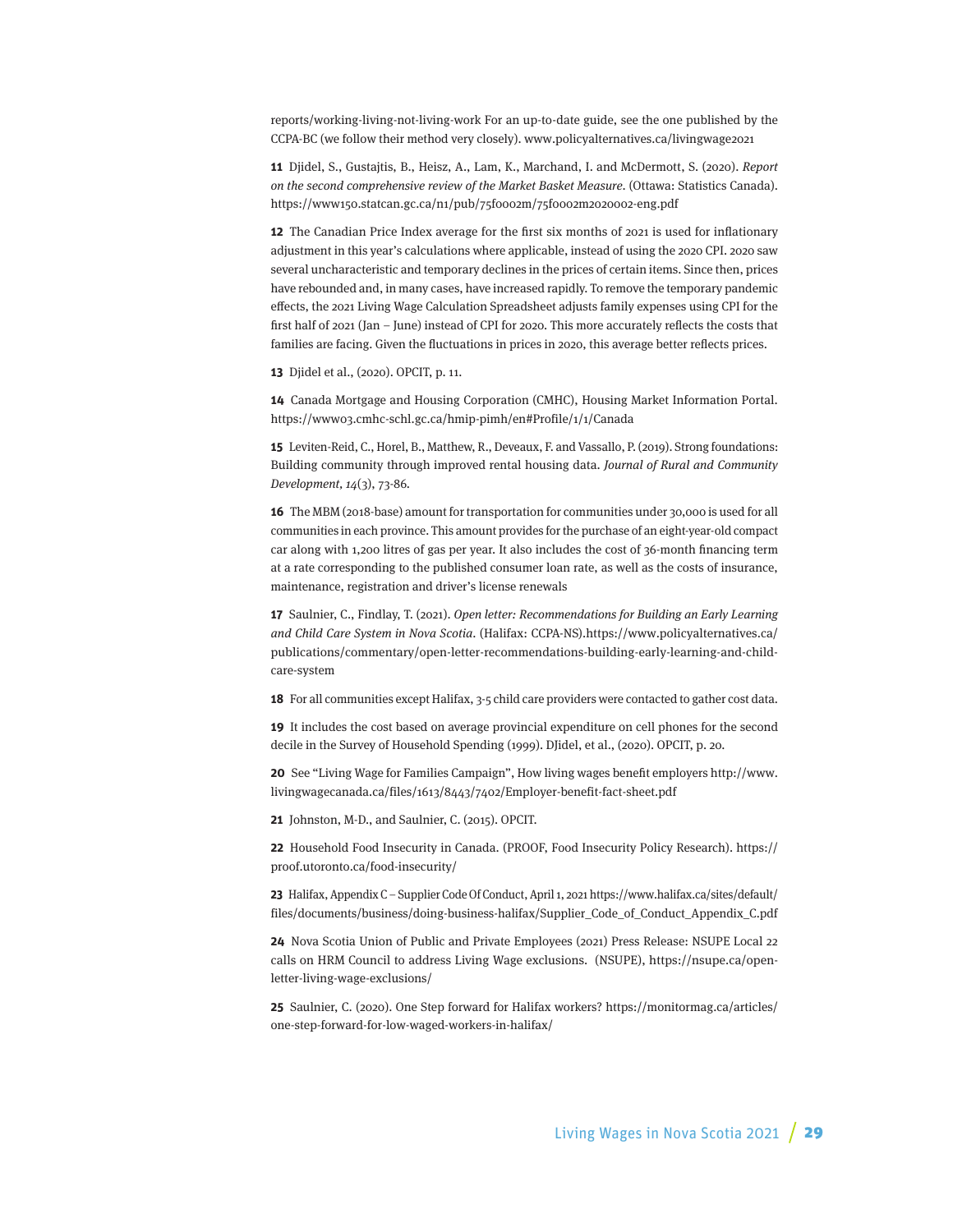reports/working-living-not-living-work For an up-to-date guide, see the one published by the CCPA-BC (we follow their method very closely). www.policyalternatives.ca/livingwage2021

**11** Djidel, S., Gustajtis, B., Heisz, A., Lam, K., Marchand, I. and McDermott, S. (2020). *Report on the second comprehensive review of the Market Basket Measure*. (Ottawa: Statistics Canada). https://www150.statcan.gc.ca/n1/pub/75f0002m/75f0002m2020002-eng.pdf

**12** The Canadian Price Index average for the first six months of 2021 is used for inflationary adjustment in this year's calculations where applicable, instead of using the 2020 CPI. 2020 saw several uncharacteristic and temporary declines in the prices of certain items. Since then, prices have rebounded and, in many cases, have increased rapidly. To remove the temporary pandemic effects, the 2021 Living Wage Calculation Spreadsheet adjusts family expenses using CPI for the first half of 2021 (Jan – June) instead of CPI for 2020. This more accurately reflects the costs that families are facing. Given the fluctuations in prices in 2020, this average better reflects prices.

**13** Djidel et al., (2020). OPCIT, p. 11.

**14** Canada Mortgage and Housing Corporation (CMHC), Housing Market Information Portal. https://www03.cmhc-schl.gc.ca/hmip-pimh/en#Profile/1/1/Canada

**15** Leviten-Reid, C., Horel, B., Matthew, R., Deveaux, F. and Vassallo, P. (2019). Strong foundations: Building community through improved rental housing data. *Journal of Rural and Community Development*, *14*(3), 73-86.

**16** The MBM (2018-base) amount for transportation for communities under 30,000 is used for all communities in each province. This amount provides for the purchase of an eight-year-old compact car along with 1,200 litres of gas per year. It also includes the cost of 36-month financing term at a rate corresponding to the published consumer loan rate, as well as the costs of insurance, maintenance, registration and driver's license renewals

**17** Saulnier, C., Findlay, T. (2021). *Open letter: Recommendations for Building an Early Learning and Child Care System in Nova Scotia*. (Halifax: CCPA-NS).https://www.policyalternatives.ca/publications/commentary/open-letter-recommendations-building-early-learning-and-child-care-system

**18** For all communities except Halifax, 3-5 child care providers were contacted to gather cost data.

**19** It includes the cost based on average provincial expenditure on cell phones for the second decile in the Survey of Household Spending (1999). DJidel, et al., (2020). OPCIT, p. 20.

**20** See "Living Wage for Families Campaign", How living wages benefit employers http://www.livingwagecanada.ca/files/1613/8443/7402/Employer-benefit-fact-sheet.pdf

**21** Johnston, M-D., and Saulnier, C. (2015). OPCIT.

**22** Household Food Insecurity in Canada. (PROOF, Food Insecurity Policy Research). https://proof.utoronto.ca/food-insecurity/

**23** Halifax, Appendix C – Supplier Code Of Conduct, April 1, 2021 https://www.halifax.ca/sites/default/files/documents/business/doing-business-halifax/Supplier_Code_of_Conduct_Appendix_C.pdf

**24** Nova Scotia Union of Public and Private Employees (2021) Press Release: NSUPE Local 22 calls on HRM Council to address Living Wage exclusions. (NSUPE), https://nsupe.ca/open-letter-living-wage-exclusions/

**25** Saulnier, C. (2020). One Step forward for Halifax workers? https://monitormag.ca/articles/one-step-forward-for-low-waged-workers-in-halifax/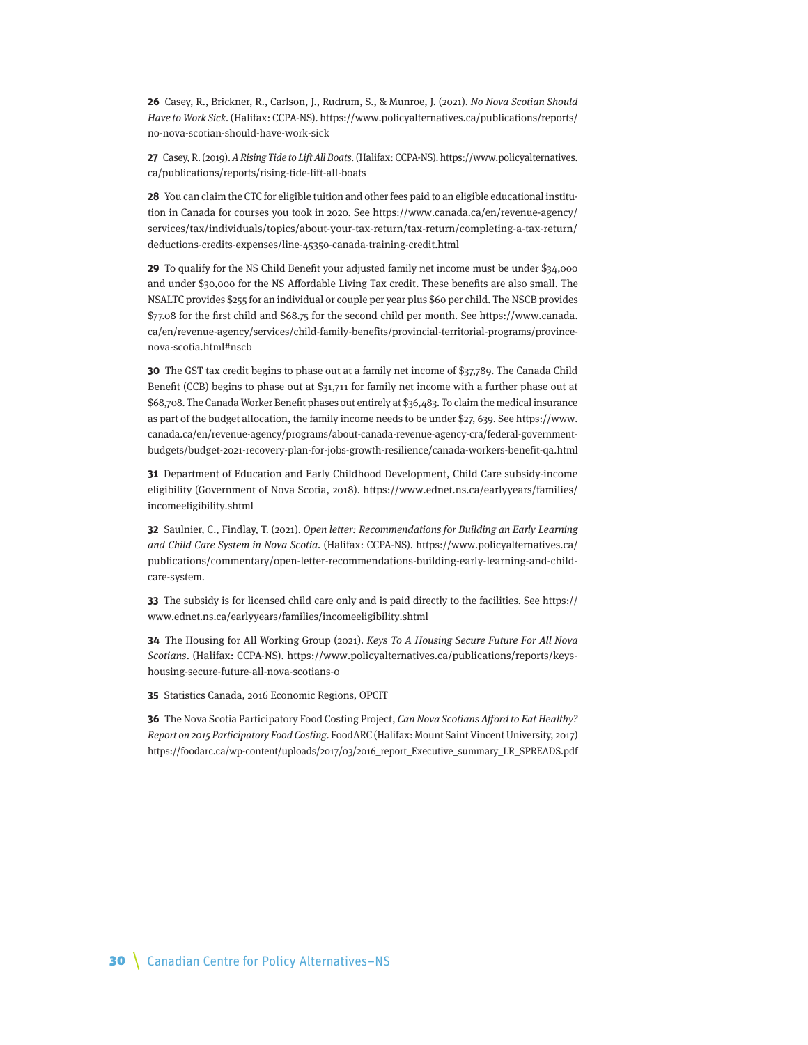**26** Casey, R., Brickner, R., Carlson, J., Rudrum, S., & Munroe, J. (2021). *No Nova Scotian Should Have to Work Sick*. (Halifax: CCPA-NS). https://www.policyalternatives.ca/publications/reports/no-nova-scotian-should-have-work-sick

**27** Casey, R. (2019). *A Rising Tide to Lift All Boats*. (Halifax: CCPA-NS). https://www.policyalternatives.ca/publications/reports/rising-tide-lift-all-boats

**28** You can claim the CTC for eligible tuition and other fees paid to an eligible educational institution in Canada for courses you took in 2020. See https://www.canada.ca/en/revenue-agency/services/tax/individuals/topics/about-your-tax-return/tax-return/completing-a-tax-return/deductions-credits-expenses/line-45350-canada-training-credit.html

**29** To qualify for the NS Child Benefit your adjusted family net income must be under $34,000 and under $30,000 for the NS Affordable Living Tax credit. These benefits are also small. The NSALTC provides $255 for an individual or couple per year plus $60 per child. The NSCB provides $77.08 for the first child and $68.75 for the second child per month. See https://www.canada.ca/en/revenue-agency/services/child-family-benefits/provincial-territorial-programs/province-nova-scotia.html#nscb

**30** The GST tax credit begins to phase out at a family net income of $37,789. The Canada Child Benefit (CCB) begins to phase out at $31,711 for family net income with a further phase out at $68,708. The Canada Worker Benefit phases out entirely at $36,483. To claim the medical insurance as part of the budget allocation, the family income needs to be under $27, 639. See https://www.canada.ca/en/revenue-agency/programs/about-canada-revenue-agency-cra/federal-government-budgets/budget-2021-recovery-plan-for-jobs-growth-resilience/canada-workers-benefit-qa.html

**31** Department of Education and Early Childhood Development, Child Care subsidy-income eligibility (Government of Nova Scotia, 2018). https://www.ednet.ns.ca/earlyyears/families/incomeeligibility.shtml

**32** Saulnier, C., Findlay, T. (2021). *Open letter: Recommendations for Building an Early Learning and Child Care System in Nova Scotia*. (Halifax: CCPA-NS). https://www.policyalternatives.ca/publications/commentary/open-letter-recommendations-building-early-learning-and-child-care-system.

**33** The subsidy is for licensed child care only and is paid directly to the facilities. See https://www.ednet.ns.ca/earlyyears/families/incomeeligibility.shtml

**34** The Housing for All Working Group (2021). *Keys To A Housing Secure Future For All Nova Scotians*. (Halifax: CCPA-NS). https://www.policyalternatives.ca/publications/reports/keys-housing-secure-future-all-nova-scotians-0

**35** Statistics Canada, 2016 Economic Regions, OPCIT

**36** The Nova Scotia Participatory Food Costing Project, *Can Nova Scotians Afford to Eat Healthy? Report on 2015 Participatory Food Costing*. FoodARC (Halifax: Mount Saint Vincent University, 2017) https://foodarc.ca/wp-content/uploads/2017/03/2016_report_Executive_summary_LR_SPREADS.pdf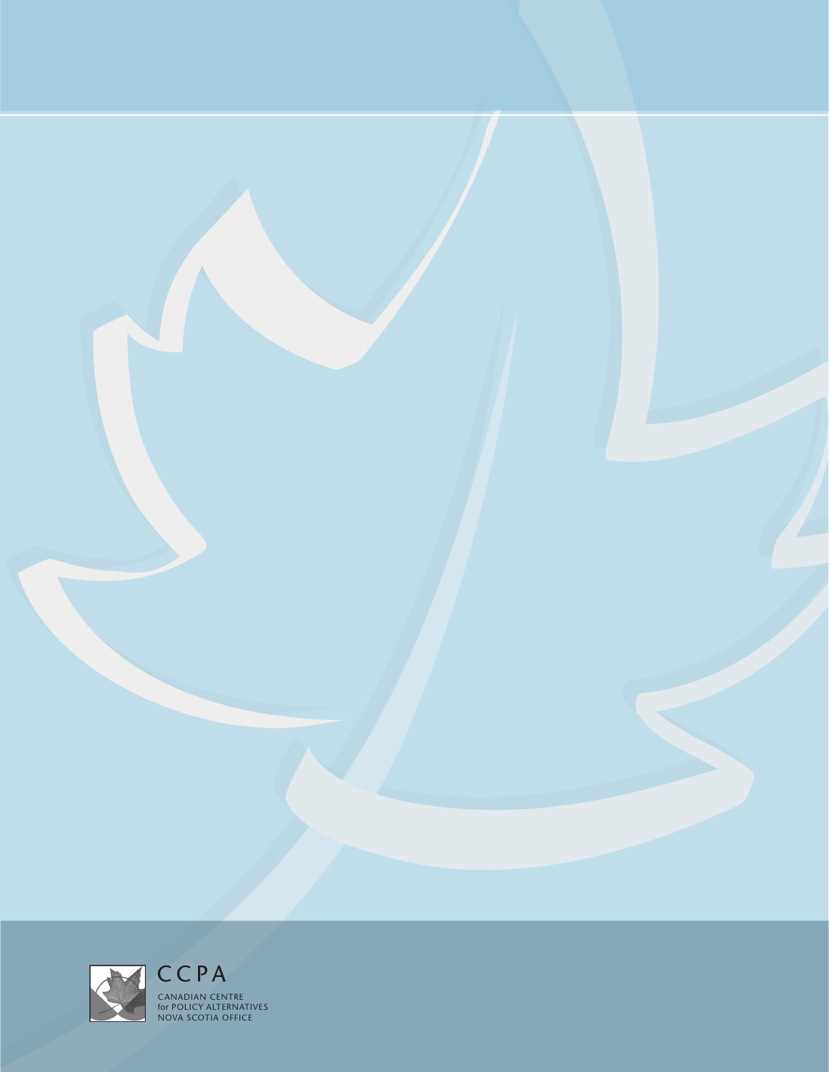CCPA

CANADIAN CENTRE
for POLICY ALTERNATIVES
NOVA SCOTIA OFFICE